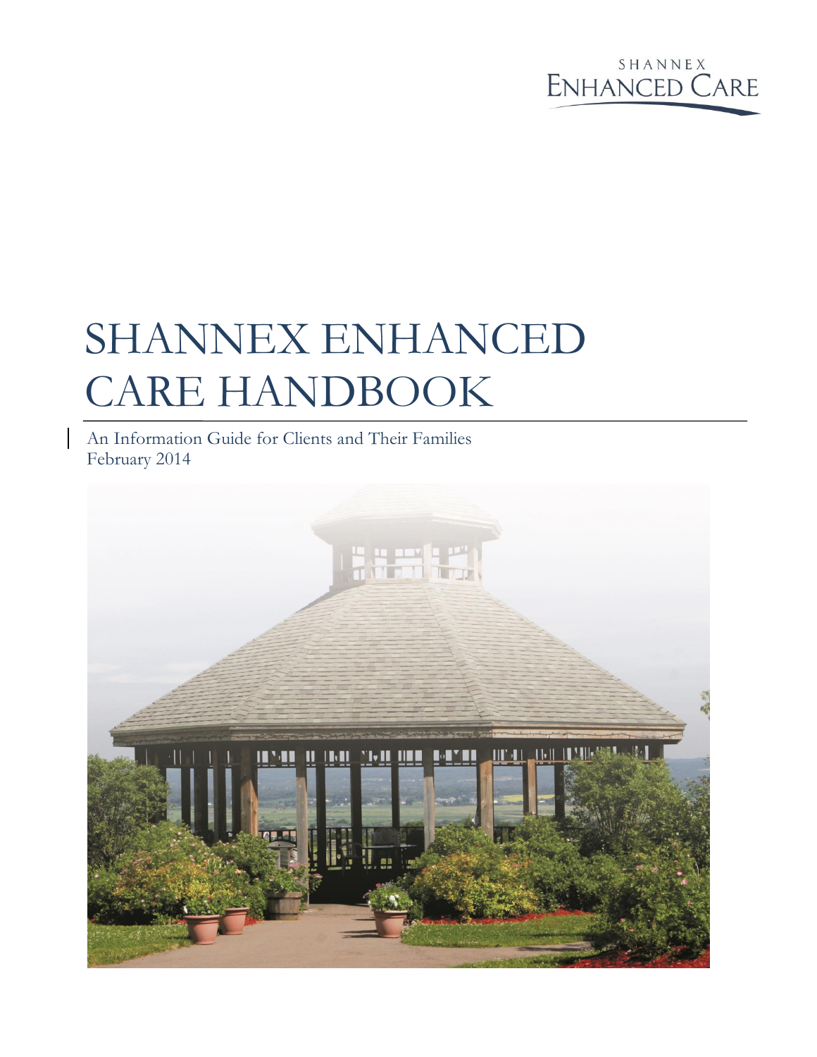SHANNEX
ENHANCED CARE

# SHANNEX ENHANCED CARE HANDBOOK

An Information Guide for Clients and Their Families
February 2014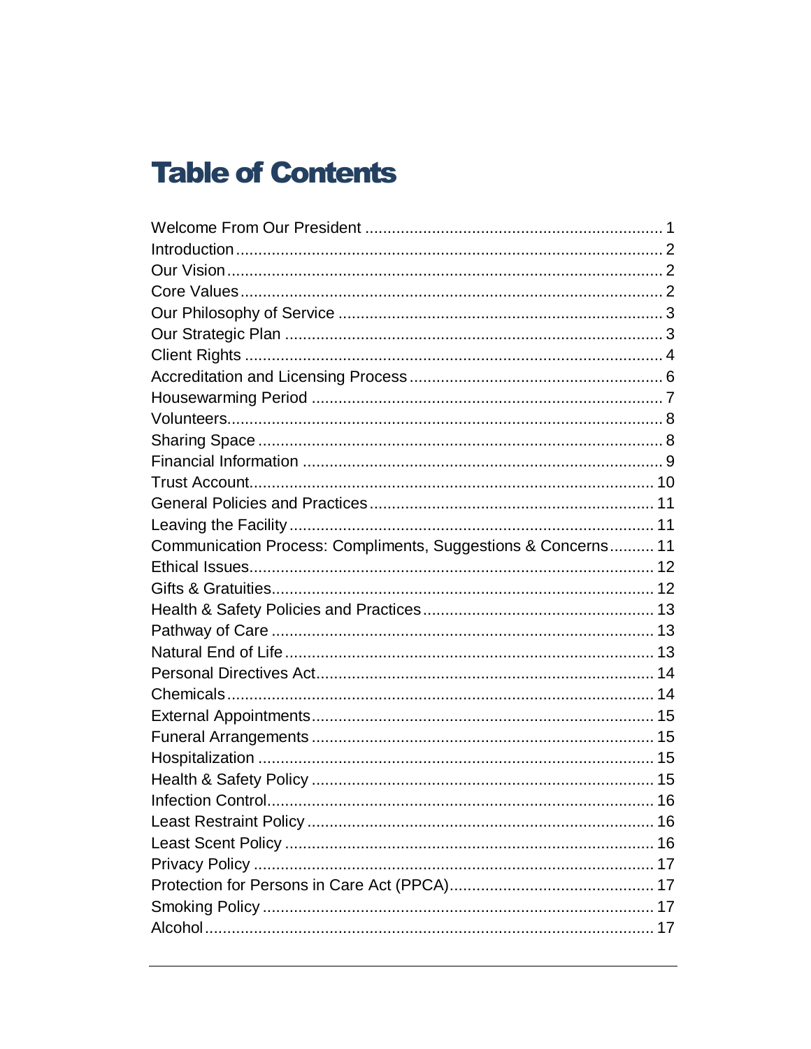# Table of Contents

| | |
|---|---|
| Welcome From Our President | 1 |
| Introduction | 2 |
| Our Vision | 2 |
| Core Values | 2 |
| Our Philosophy of Service | 3 |
| Our Strategic Plan | 3 |
| Client Rights | 4 |
| Accreditation and Licensing Process | 6 |
| Housewarming Period | 7 |
| Volunteers | 8 |
| Sharing Space | 8 |
| Financial Information | 9 |
| Trust Account | 10 |
| General Policies and Practices | 11 |
| Leaving the Facility | 11 |
| Communication Process: Compliments, Suggestions & Concerns | 11 |
| Ethical Issues | 12 |
| Gifts & Gratuities | 12 |
| Health & Safety Policies and Practices | 13 |
| Pathway of Care | 13 |
| Natural End of Life | 13 |
| Personal Directives Act | 14 |
| Chemicals | 14 |
| External Appointments | 15 |
| Funeral Arrangements | 15 |
| Hospitalization | 15 |
| Health & Safety Policy | 15 |
| Infection Control | 16 |
| Least Restraint Policy | 16 |
| Least Scent Policy | 16 |
| Privacy Policy | 17 |
| Protection for Persons in Care Act (PPCA) | 17 |
| Smoking Policy | 17 |
| Alcohol | 17 |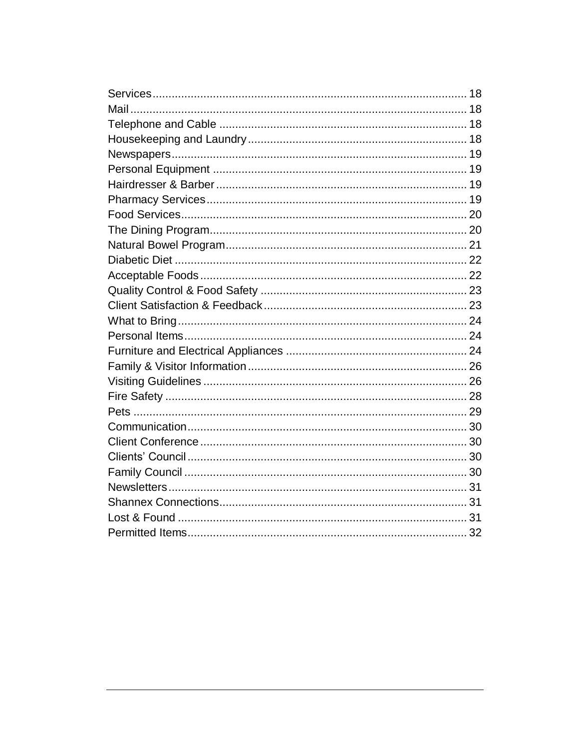Services .................................................. 18
Mail .................................................. 18
Telephone and Cable .................................................. 18
Housekeeping and Laundry .................................................. 18
Newspapers .................................................. 19
Personal Equipment .................................................. 19
Hairdresser & Barber .................................................. 19
Pharmacy Services .................................................. 19
Food Services .................................................. 20
The Dining Program .................................................. 20
Natural Bowel Program .................................................. 21
Diabetic Diet .................................................. 22
Acceptable Foods .................................................. 22
Quality Control & Food Safety .................................................. 23
Client Satisfaction & Feedback .................................................. 23
What to Bring .................................................. 24
Personal Items .................................................. 24
Furniture and Electrical Appliances .................................................. 24
Family & Visitor Information .................................................. 26
Visiting Guidelines .................................................. 26
Fire Safety .................................................. 28
Pets .................................................. 29
Communication .................................................. 30
Client Conference .................................................. 30
Clients' Council .................................................. 30
Family Council .................................................. 30
Newsletters .................................................. 31
Shannex Connections .................................................. 31
Lost & Found .................................................. 31
Permitted Items .................................................. 32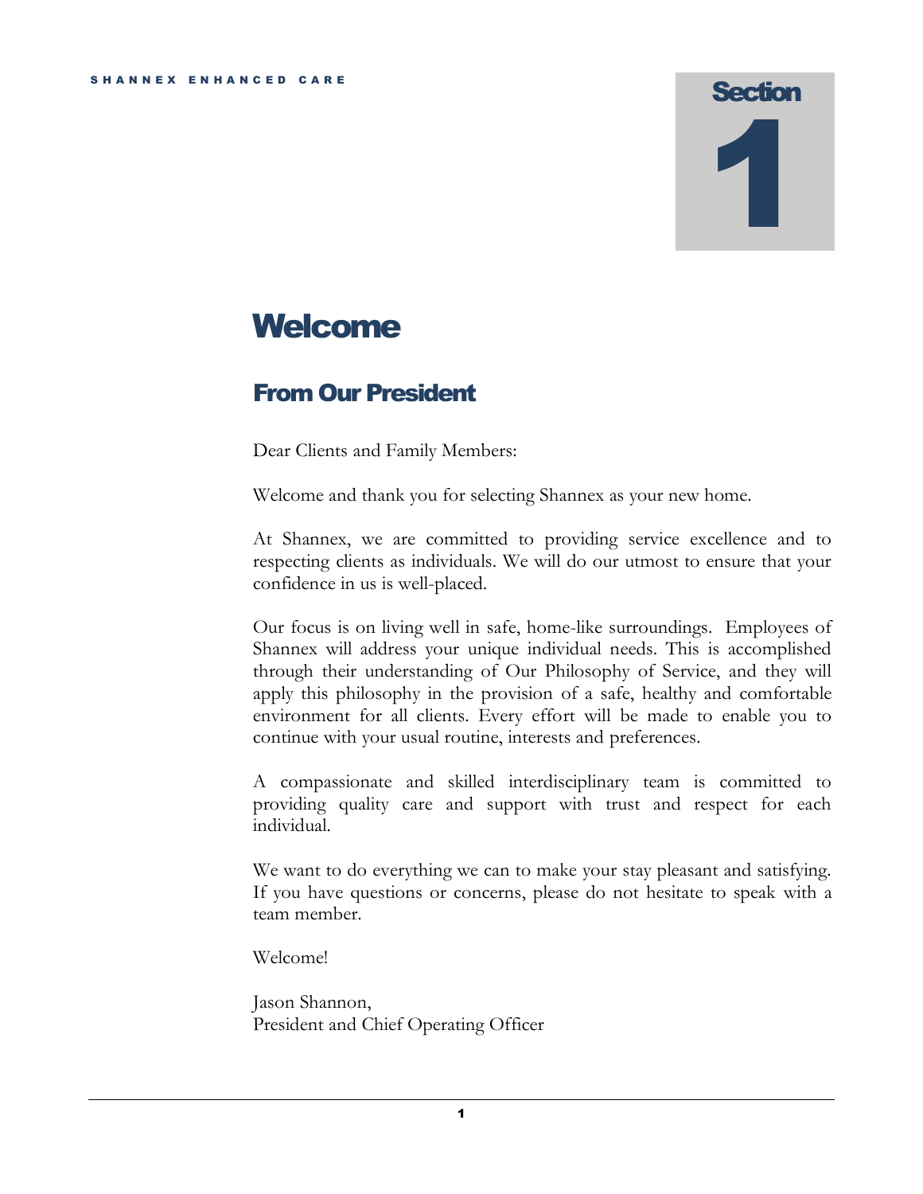# Section 1

# Welcome

## From Our President

Dear Clients and Family Members:

Welcome and thank you for selecting Shannex as your new home.

At Shannex, we are committed to providing service excellence and to respecting clients as individuals. We will do our utmost to ensure that your confidence in us is well-placed.

Our focus is on living well in safe, home-like surroundings. Employees of Shannex will address your unique individual needs. This is accomplished through their understanding of Our Philosophy of Service, and they will apply this philosophy in the provision of a safe, healthy and comfortable environment for all clients. Every effort will be made to enable you to continue with your usual routine, interests and preferences.

A compassionate and skilled interdisciplinary team is committed to providing quality care and support with trust and respect for each individual.

We want to do everything we can to make your stay pleasant and satisfying. If you have questions or concerns, please do not hesitate to speak with a team member.

Welcome!

Jason Shannon,
President and Chief Operating Officer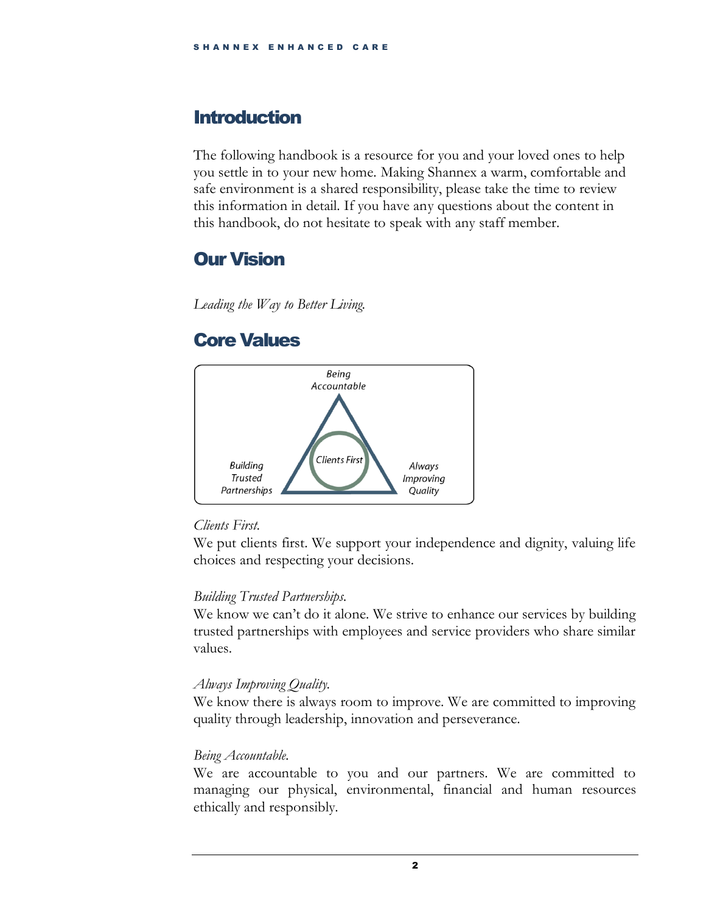## Introduction

The following handbook is a resource for you and your loved ones to help you settle in to your new home. Making Shannex a warm, comfortable and safe environment is a shared responsibility, please take the time to review this information in detail. If you have any questions about the content in this handbook, do not hesitate to speak with any staff member.

## Our Vision

*Leading the Way to Better Living.*

## Core Values

Being Accountable

Clients First

Building Trusted Partnerships

Always Improving Quality

*Clients First.*
We put clients first. We support your independence and dignity, valuing life choices and respecting your decisions.

*Building Trusted Partnerships.*
We know we can't do it alone. We strive to enhance our services by building trusted partnerships with employees and service providers who share similar values.

*Always Improving Quality.*
We know there is always room to improve. We are committed to improving quality through leadership, innovation and perseverance.

*Being Accountable.*
We are accountable to you and our partners. We are committed to managing our physical, environmental, financial and human resources ethically and responsibly.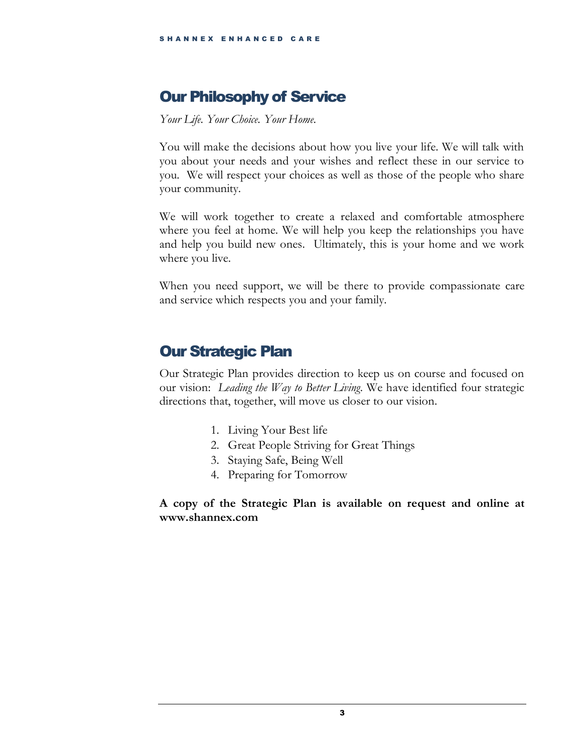## Our Philosophy of Service

*Your Life. Your Choice. Your Home.*

You will make the decisions about how you live your life. We will talk with you about your needs and your wishes and reflect these in our service to you. We will respect your choices as well as those of the people who share your community.

We will work together to create a relaxed and comfortable atmosphere where you feel at home. We will help you keep the relationships you have and help you build new ones. Ultimately, this is your home and we work where you live.

When you need support, we will be there to provide compassionate care and service which respects you and your family.

## Our Strategic Plan

Our Strategic Plan provides direction to keep us on course and focused on our vision: *Leading the Way to Better Living.* We have identified four strategic directions that, together, will move us closer to our vision.

1. Living Your Best life
2. Great People Striving for Great Things
3. Staying Safe, Being Well
4. Preparing for Tomorrow

**A copy of the Strategic Plan is available on request and online at www.shannex.com**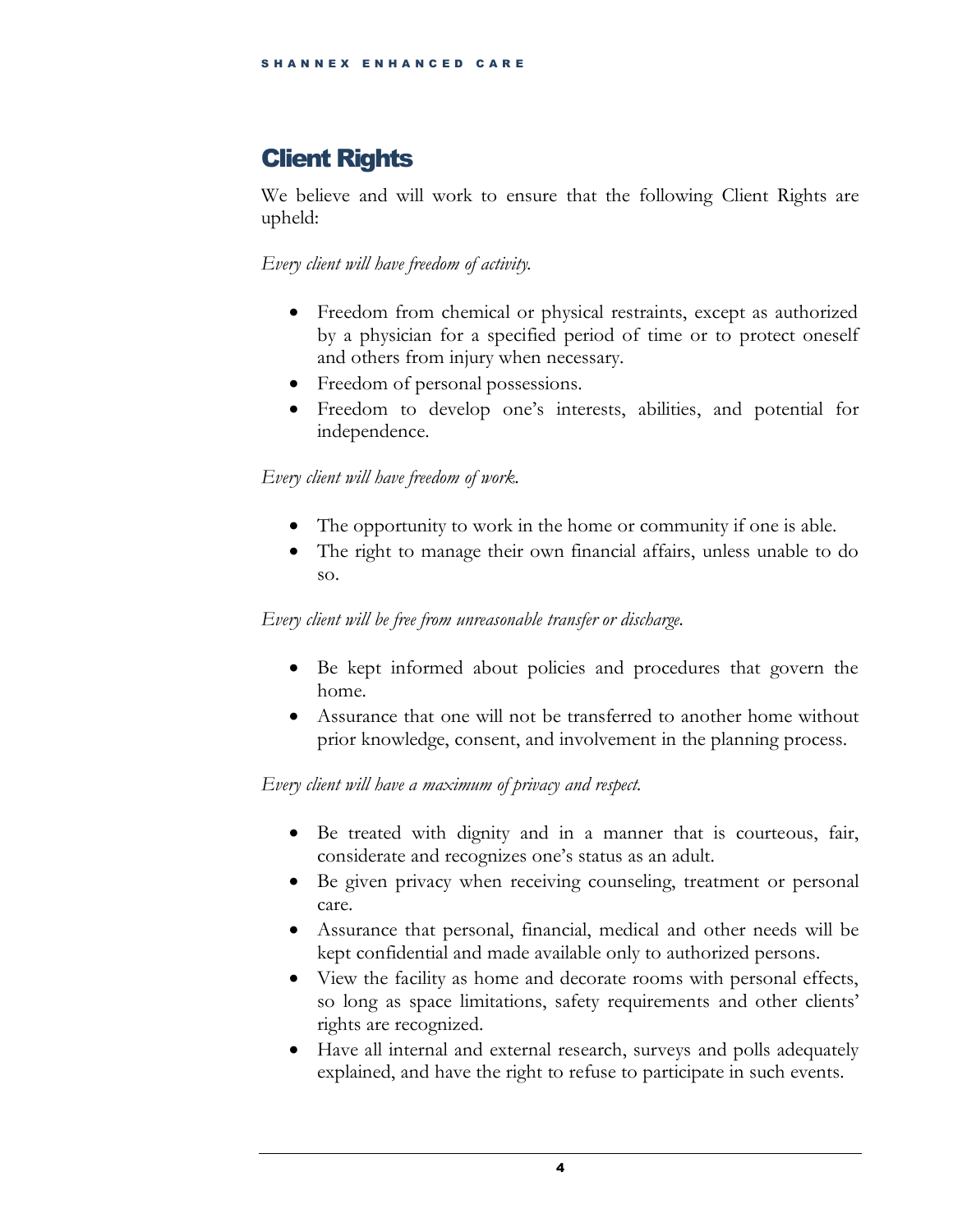## Client Rights

We believe and will work to ensure that the following Client Rights are upheld:

*Every client will have freedom of activity.*

- Freedom from chemical or physical restraints, except as authorized by a physician for a specified period of time or to protect oneself and others from injury when necessary.
- Freedom of personal possessions.
- Freedom to develop one's interests, abilities, and potential for independence.

*Every client will have freedom of work.*

- The opportunity to work in the home or community if one is able.
- The right to manage their own financial affairs, unless unable to do so.

*Every client will be free from unreasonable transfer or discharge.*

- Be kept informed about policies and procedures that govern the home.
- Assurance that one will not be transferred to another home without prior knowledge, consent, and involvement in the planning process.

*Every client will have a maximum of privacy and respect.*

- Be treated with dignity and in a manner that is courteous, fair, considerate and recognizes one's status as an adult.
- Be given privacy when receiving counseling, treatment or personal care.
- Assurance that personal, financial, medical and other needs will be kept confidential and made available only to authorized persons.
- View the facility as home and decorate rooms with personal effects, so long as space limitations, safety requirements and other clients' rights are recognized.
- Have all internal and external research, surveys and polls adequately explained, and have the right to refuse to participate in such events.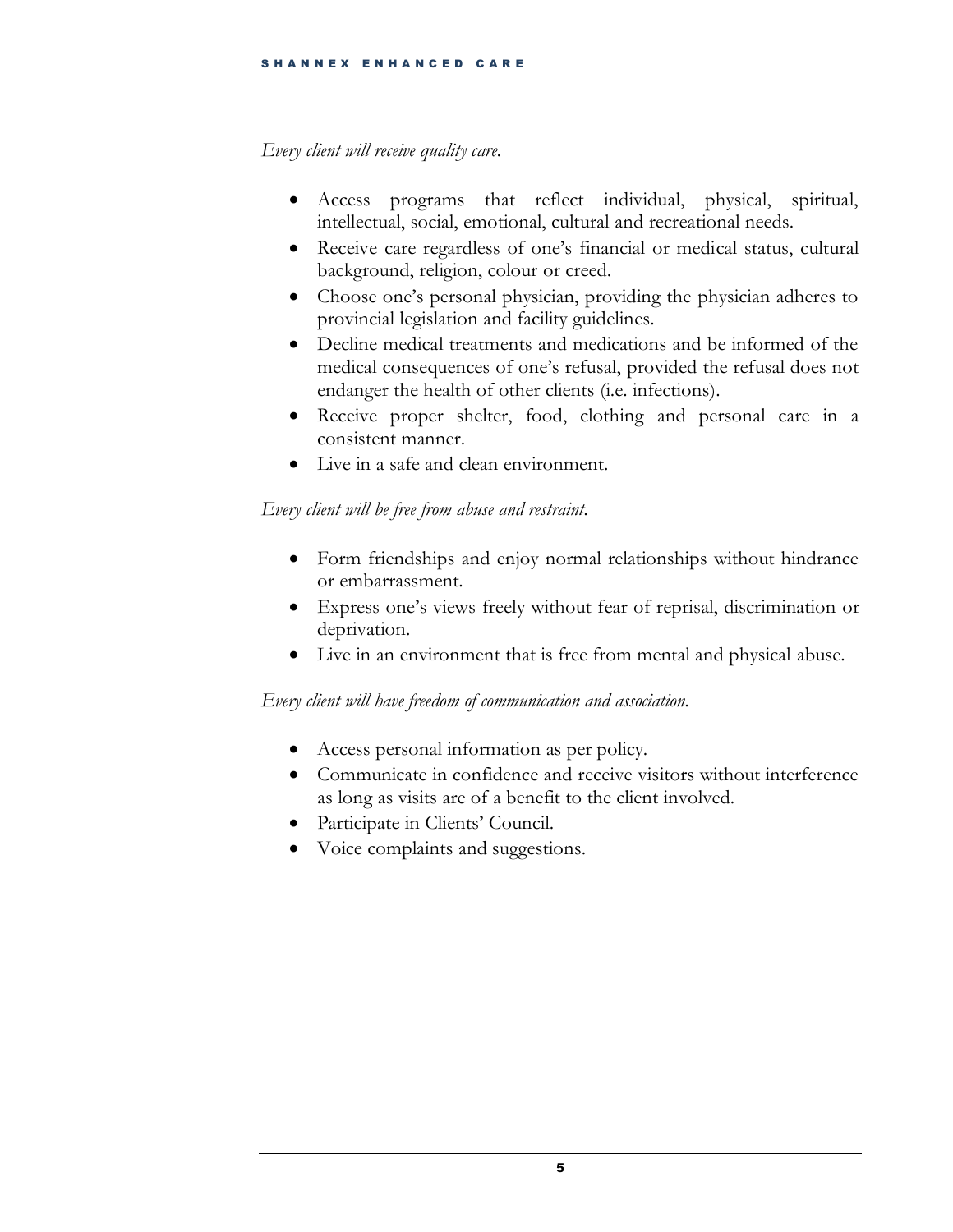*Every client will receive quality care.*

- Access programs that reflect individual, physical, spiritual, intellectual, social, emotional, cultural and recreational needs.
- Receive care regardless of one's financial or medical status, cultural background, religion, colour or creed.
- Choose one's personal physician, providing the physician adheres to provincial legislation and facility guidelines.
- Decline medical treatments and medications and be informed of the medical consequences of one's refusal, provided the refusal does not endanger the health of other clients (i.e. infections).
- Receive proper shelter, food, clothing and personal care in a consistent manner.
- Live in a safe and clean environment.

*Every client will be free from abuse and restraint.*

- Form friendships and enjoy normal relationships without hindrance or embarrassment.
- Express one's views freely without fear of reprisal, discrimination or deprivation.
- Live in an environment that is free from mental and physical abuse.

*Every client will have freedom of communication and association.*

- Access personal information as per policy.
- Communicate in confidence and receive visitors without interference as long as visits are of a benefit to the client involved.
- Participate in Clients' Council.
- Voice complaints and suggestions.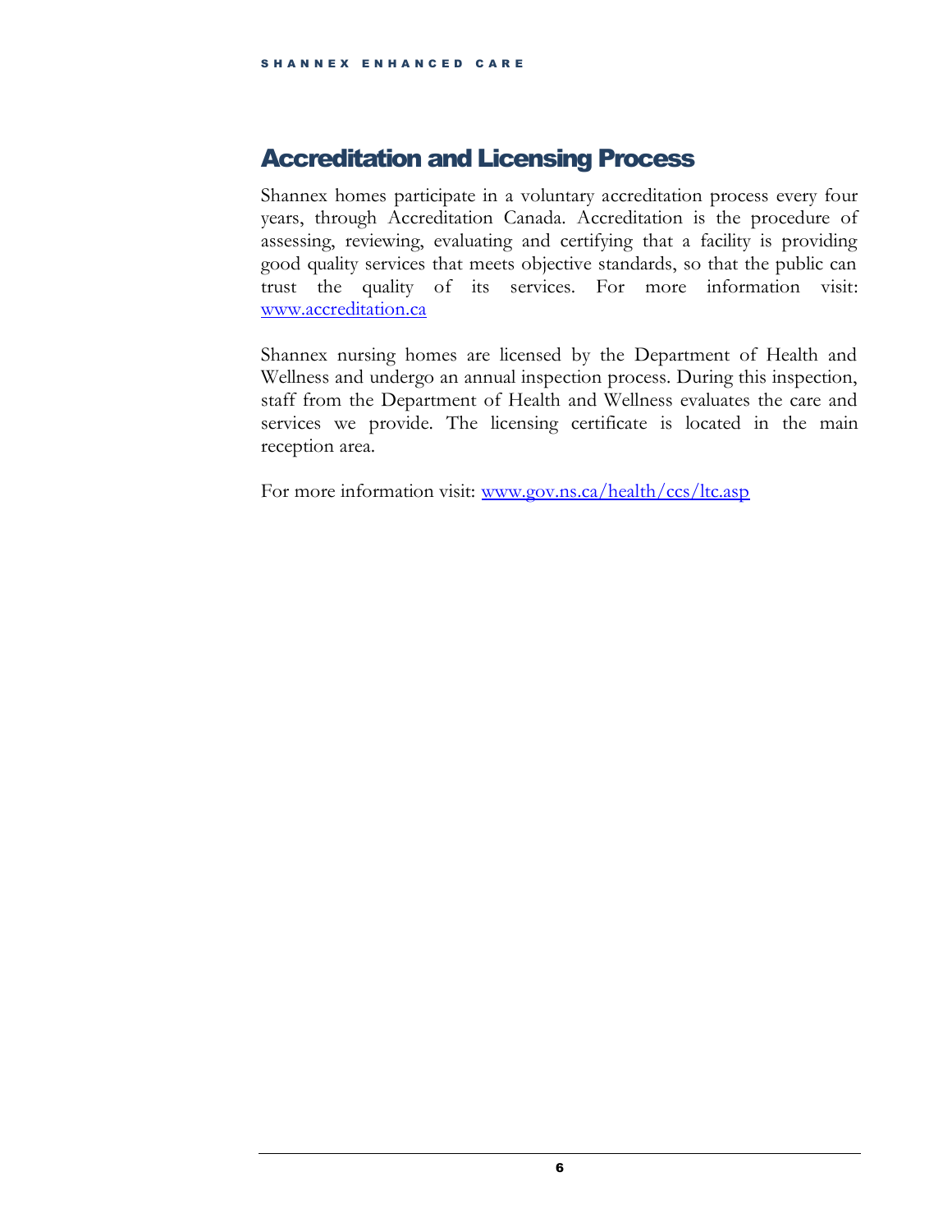## Accreditation and Licensing Process

Shannex homes participate in a voluntary accreditation process every four years, through Accreditation Canada. Accreditation is the procedure of assessing, reviewing, evaluating and certifying that a facility is providing good quality services that meets objective standards, so that the public can trust the quality of its services. For more information visit: www.accreditation.ca

Shannex nursing homes are licensed by the Department of Health and Wellness and undergo an annual inspection process. During this inspection, staff from the Department of Health and Wellness evaluates the care and services we provide. The licensing certificate is located in the main reception area.

For more information visit: www.gov.ns.ca/health/ccs/ltc.asp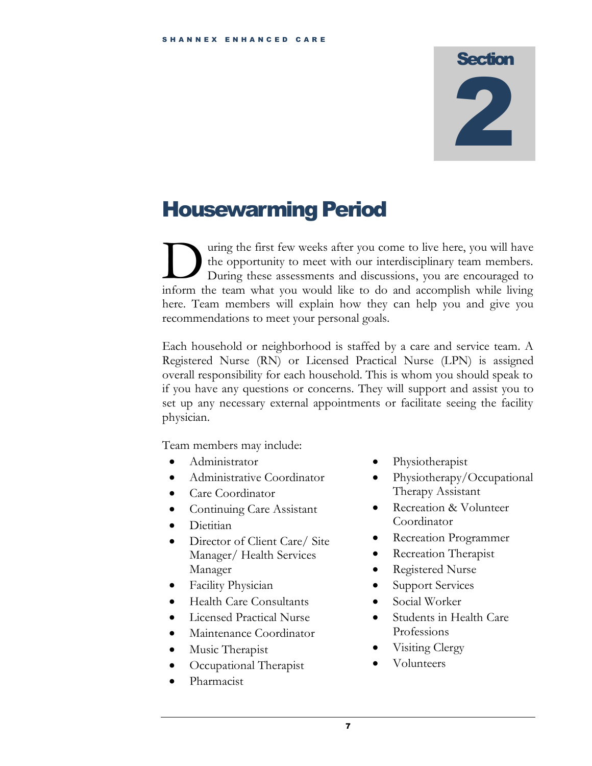# Section 2

## Housewarming Period

During the first few weeks after you come to live here, you will have the opportunity to meet with our interdisciplinary team members. During these assessments and discussions, you are encouraged to inform the team what you would like to do and accomplish while living here. Team members will explain how they can help you and give you recommendations to meet your personal goals.

Each household or neighborhood is staffed by a care and service team. A Registered Nurse (RN) or Licensed Practical Nurse (LPN) is assigned overall responsibility for each household. This is whom you should speak to if you have any questions or concerns. They will support and assist you to set up any necessary external appointments or facilitate seeing the facility physician.

Team members may include:

- Administrator
- Administrative Coordinator
- Care Coordinator
- Continuing Care Assistant
- Dietitian
- Director of Client Care/ Site Manager/ Health Services Manager
- Facility Physician
- Health Care Consultants
- Licensed Practical Nurse
- Maintenance Coordinator
- Music Therapist
- Occupational Therapist
- Pharmacist
- Physiotherapist
- Physiotherapy/Occupational Therapy Assistant
- Recreation & Volunteer Coordinator
- Recreation Programmer
- Recreation Therapist
- Registered Nurse
- Support Services
- Social Worker
- Students in Health Care Professions
- Visiting Clergy
- Volunteers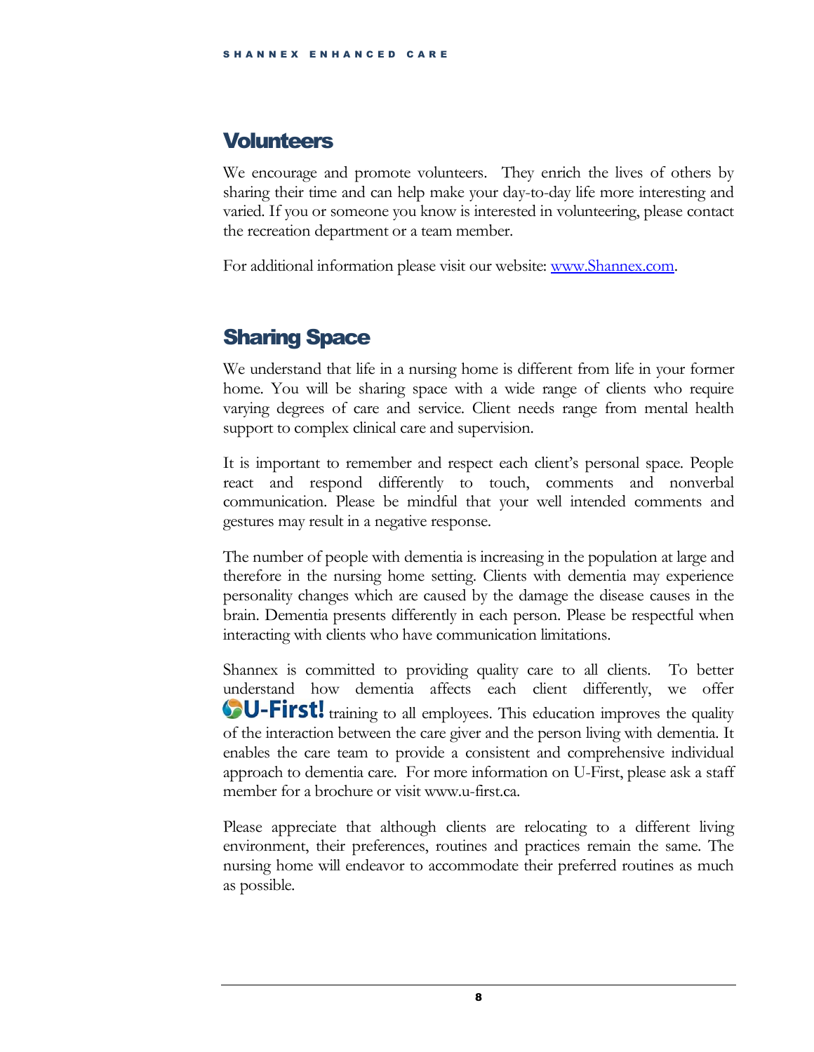## Volunteers

We encourage and promote volunteers. They enrich the lives of others by sharing their time and can help make your day-to-day life more interesting and varied. If you or someone you know is interested in volunteering, please contact the recreation department or a team member.

For additional information please visit our website: [www.Shannex.com](http://www.Shannex.com).

## Sharing Space

We understand that life in a nursing home is different from life in your former home. You will be sharing space with a wide range of clients who require varying degrees of care and service. Client needs range from mental health support to complex clinical care and supervision.

It is important to remember and respect each client's personal space. People react and respond differently to touch, comments and nonverbal communication. Please be mindful that your well intended comments and gestures may result in a negative response.

The number of people with dementia is increasing in the population at large and therefore in the nursing home setting. Clients with dementia may experience personality changes which are caused by the damage the disease causes in the brain. Dementia presents differently in each person. Please be respectful when interacting with clients who have communication limitations.

Shannex is committed to providing quality care to all clients. To better understand how dementia affects each client differently, we offer **U-First!** training to all employees. This education improves the quality of the interaction between the care giver and the person living with dementia. It enables the care team to provide a consistent and comprehensive individual approach to dementia care. For more information on U-First, please ask a staff member for a brochure or visit www.u-first.ca.

Please appreciate that although clients are relocating to a different living environment, their preferences, routines and practices remain the same. The nursing home will endeavor to accommodate their preferred routines as much as possible.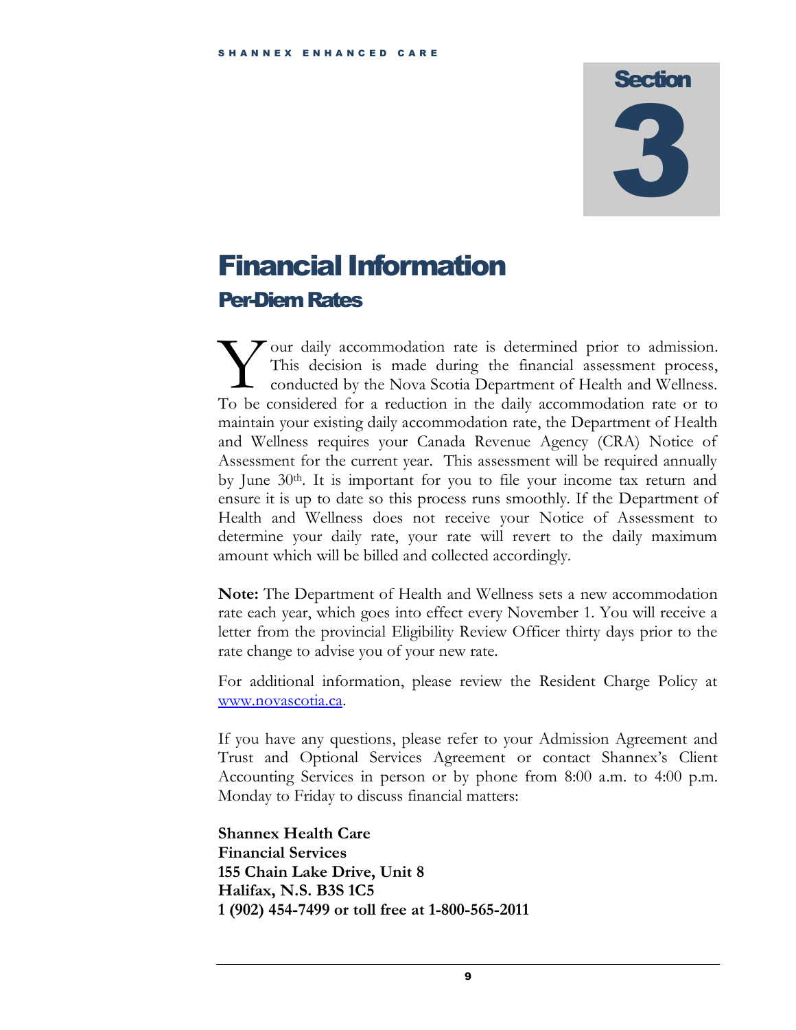# Section 3

# Financial Information

## Per-Diem Rates

Your daily accommodation rate is determined prior to admission. This decision is made during the financial assessment process, conducted by the Nova Scotia Department of Health and Wellness. To be considered for a reduction in the daily accommodation rate or to maintain your existing daily accommodation rate, the Department of Health and Wellness requires your Canada Revenue Agency (CRA) Notice of Assessment for the current year. This assessment will be required annually by June 30th. It is important for you to file your income tax return and ensure it is up to date so this process runs smoothly. If the Department of Health and Wellness does not receive your Notice of Assessment to determine your daily rate, your rate will revert to the daily maximum amount which will be billed and collected accordingly.

**Note:** The Department of Health and Wellness sets a new accommodation rate each year, which goes into effect every November 1. You will receive a letter from the provincial Eligibility Review Officer thirty days prior to the rate change to advise you of your new rate.

For additional information, please review the Resident Charge Policy at www.novascotia.ca.

If you have any questions, please refer to your Admission Agreement and Trust and Optional Services Agreement or contact Shannex's Client Accounting Services in person or by phone from 8:00 a.m. to 4:00 p.m. Monday to Friday to discuss financial matters:

**Shannex Health Care**
**Financial Services**
**155 Chain Lake Drive, Unit 8**
**Halifax, N.S. B3S 1C5**
**1 (902) 454-7499 or toll free at 1-800-565-2011**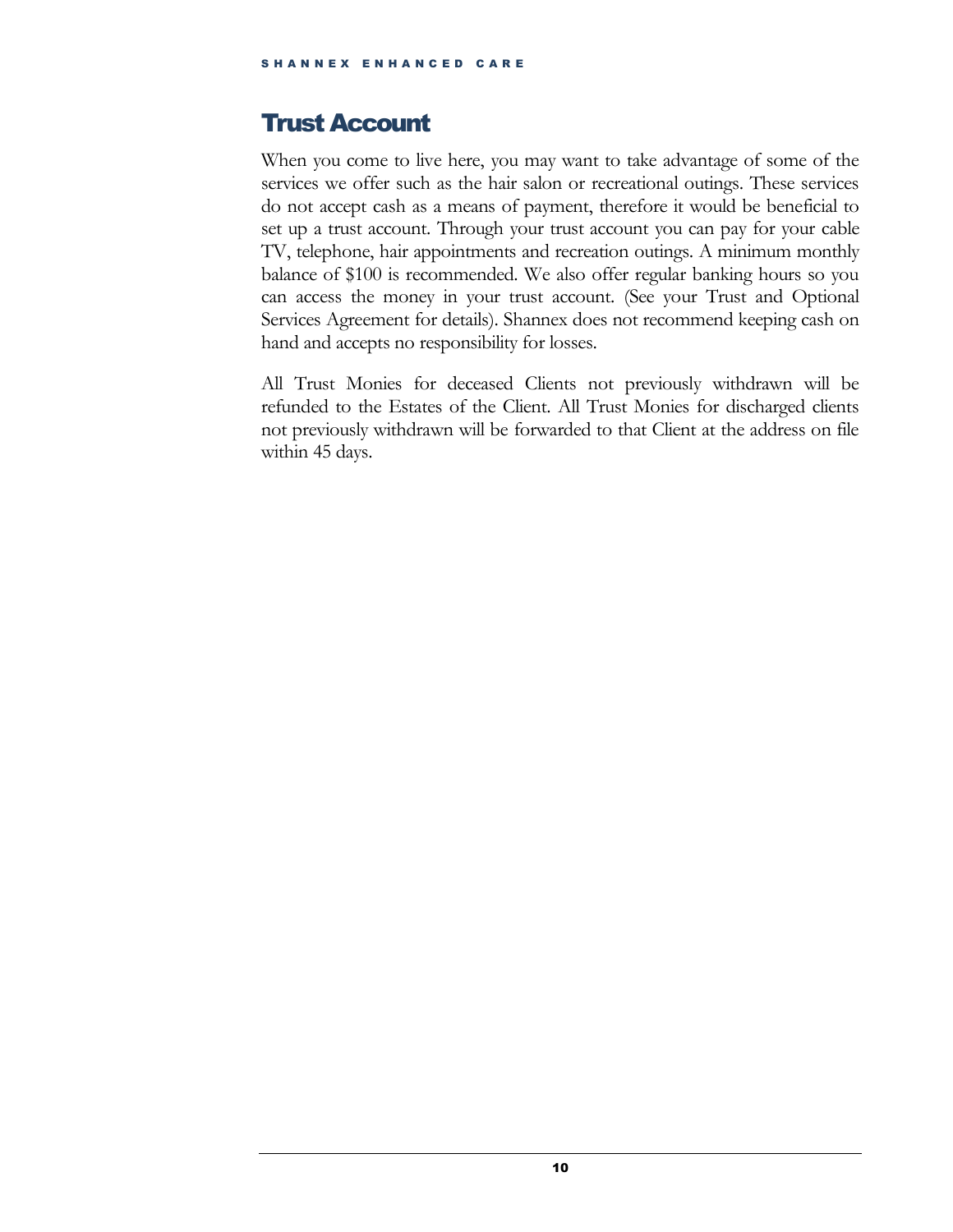## Trust Account

When you come to live here, you may want to take advantage of some of the services we offer such as the hair salon or recreational outings. These services do not accept cash as a means of payment, therefore it would be beneficial to set up a trust account. Through your trust account you can pay for your cable TV, telephone, hair appointments and recreation outings. A minimum monthly balance of $100 is recommended. We also offer regular banking hours so you can access the money in your trust account. (See your Trust and Optional Services Agreement for details). Shannex does not recommend keeping cash on hand and accepts no responsibility for losses.

All Trust Monies for deceased Clients not previously withdrawn will be refunded to the Estates of the Client. All Trust Monies for discharged clients not previously withdrawn will be forwarded to that Client at the address on file within 45 days.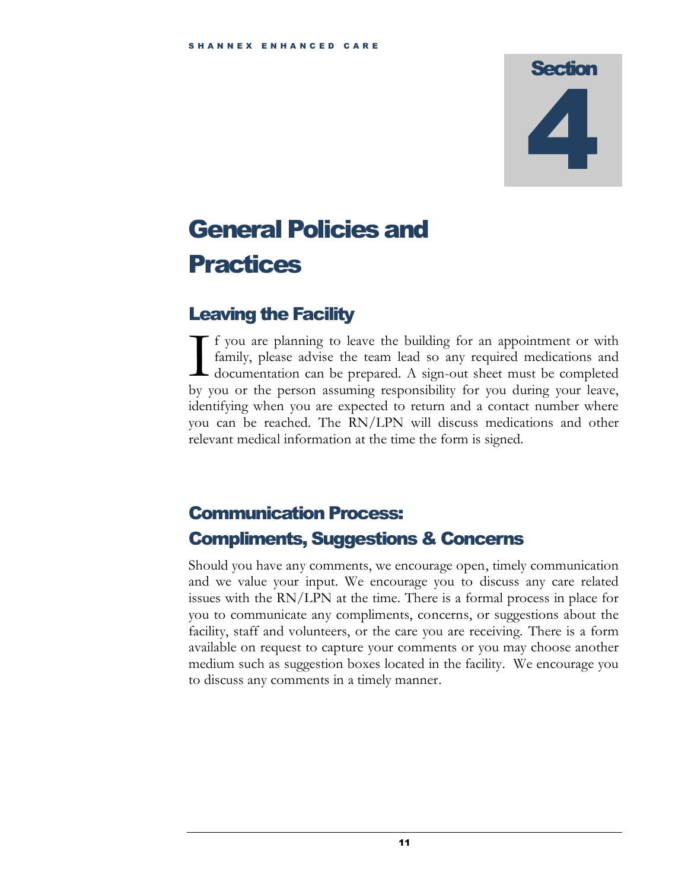# Section 4

# General Policies and Practices

## Leaving the Facility

If you are planning to leave the building for an appointment or with family, please advise the team lead so any required medications and documentation can be prepared. A sign-out sheet must be completed by you or the person assuming responsibility for you during your leave, identifying when you are expected to return and a contact number where you can be reached. The RN/LPN will discuss medications and other relevant medical information at the time the form is signed.

## Communication Process: Compliments, Suggestions & Concerns

Should you have any comments, we encourage open, timely communication and we value your input. We encourage you to discuss any care related issues with the RN/LPN at the time. There is a formal process in place for you to communicate any compliments, concerns, or suggestions about the facility, staff and volunteers, or the care you are receiving. There is a form available on request to capture your comments or you may choose another medium such as suggestion boxes located in the facility. We encourage you to discuss any comments in a timely manner.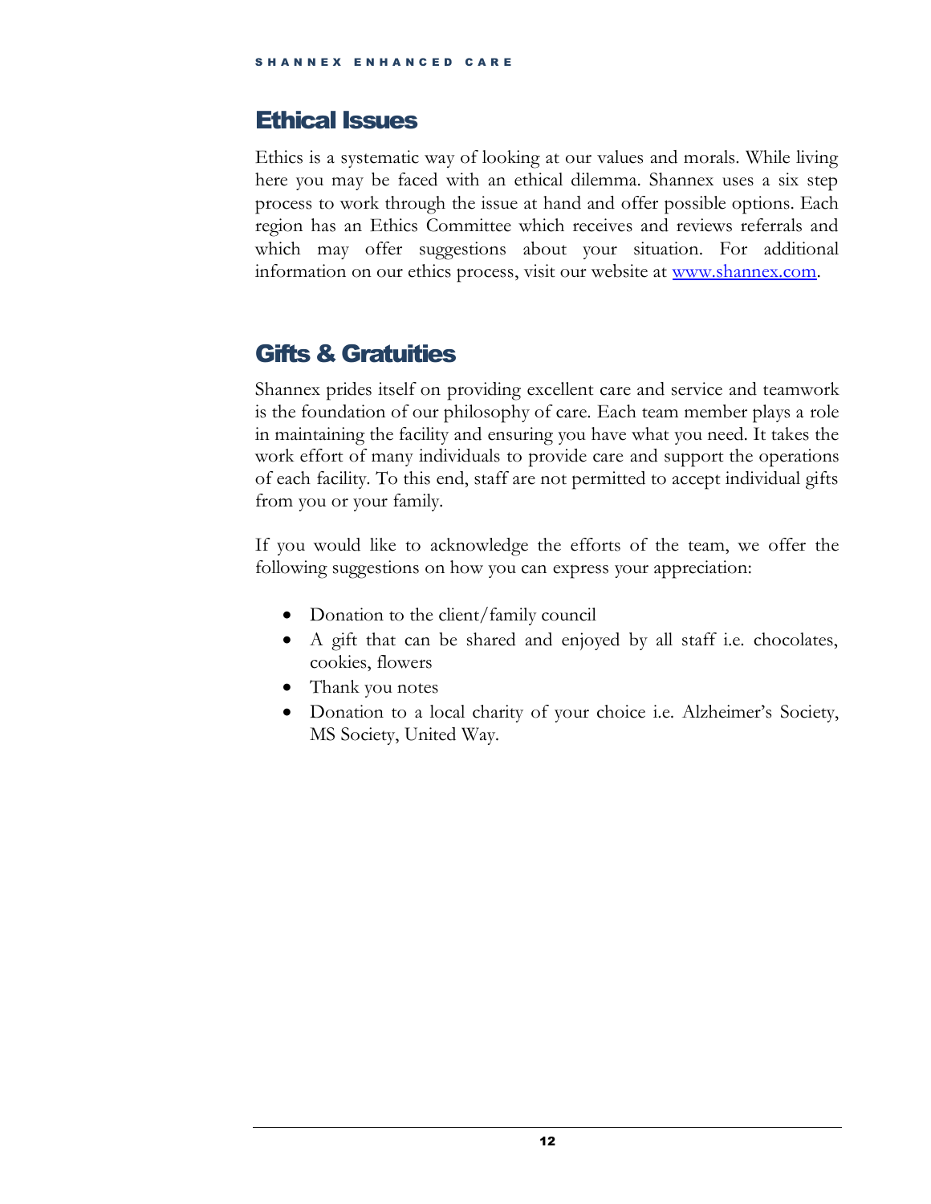## Ethical Issues

Ethics is a systematic way of looking at our values and morals. While living here you may be faced with an ethical dilemma. Shannex uses a six step process to work through the issue at hand and offer possible options. Each region has an Ethics Committee which receives and reviews referrals and which may offer suggestions about your situation. For additional information on our ethics process, visit our website at [www.shannex.com](http://www.shannex.com).

## Gifts & Gratuities

Shannex prides itself on providing excellent care and service and teamwork is the foundation of our philosophy of care. Each team member plays a role in maintaining the facility and ensuring you have what you need. It takes the work effort of many individuals to provide care and support the operations of each facility. To this end, staff are not permitted to accept individual gifts from you or your family.

If you would like to acknowledge the efforts of the team, we offer the following suggestions on how you can express your appreciation:

- Donation to the client/family council
- A gift that can be shared and enjoyed by all staff i.e. chocolates, cookies, flowers
- Thank you notes
- Donation to a local charity of your choice i.e. Alzheimer's Society, MS Society, United Way.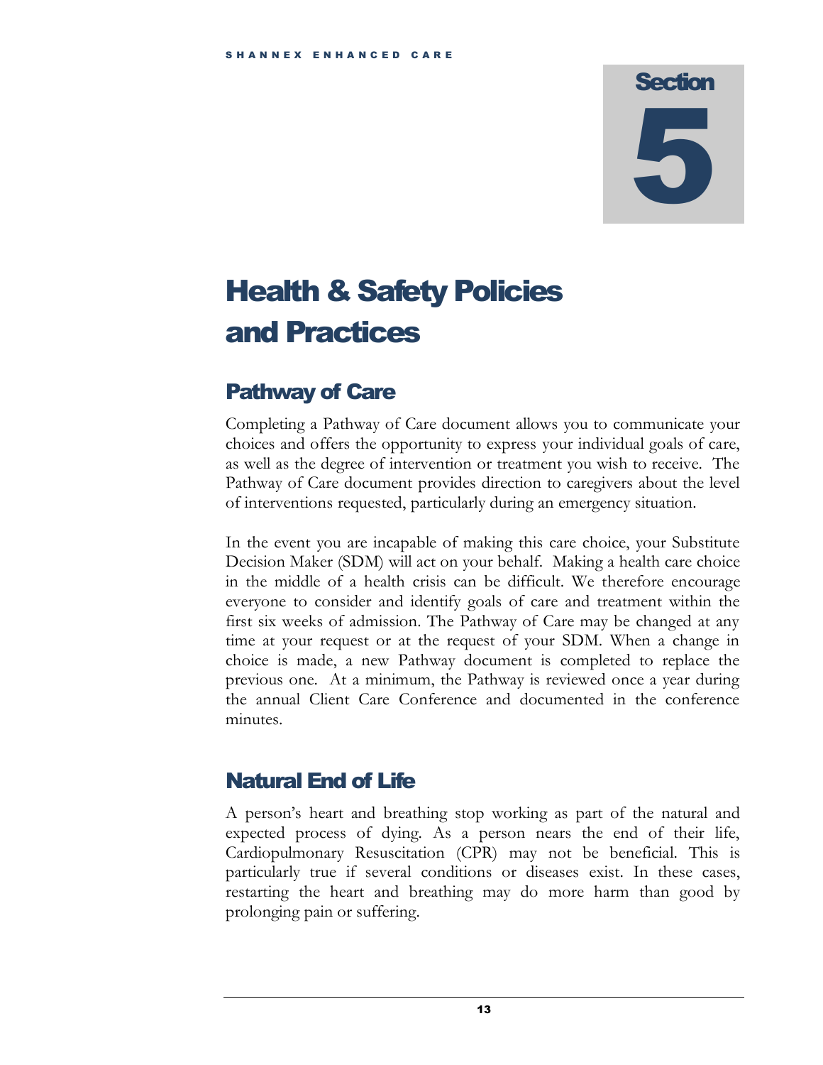# Section 5

# Health & Safety Policies and Practices

## Pathway of Care

Completing a Pathway of Care document allows you to communicate your choices and offers the opportunity to express your individual goals of care, as well as the degree of intervention or treatment you wish to receive. The Pathway of Care document provides direction to caregivers about the level of interventions requested, particularly during an emergency situation.

In the event you are incapable of making this care choice, your Substitute Decision Maker (SDM) will act on your behalf. Making a health care choice in the middle of a health crisis can be difficult. We therefore encourage everyone to consider and identify goals of care and treatment within the first six weeks of admission. The Pathway of Care may be changed at any time at your request or at the request of your SDM. When a change in choice is made, a new Pathway document is completed to replace the previous one. At a minimum, the Pathway is reviewed once a year during the annual Client Care Conference and documented in the conference minutes.

## Natural End of Life

A person's heart and breathing stop working as part of the natural and expected process of dying. As a person nears the end of their life, Cardiopulmonary Resuscitation (CPR) may not be beneficial. This is particularly true if several conditions or diseases exist. In these cases, restarting the heart and breathing may do more harm than good by prolonging pain or suffering.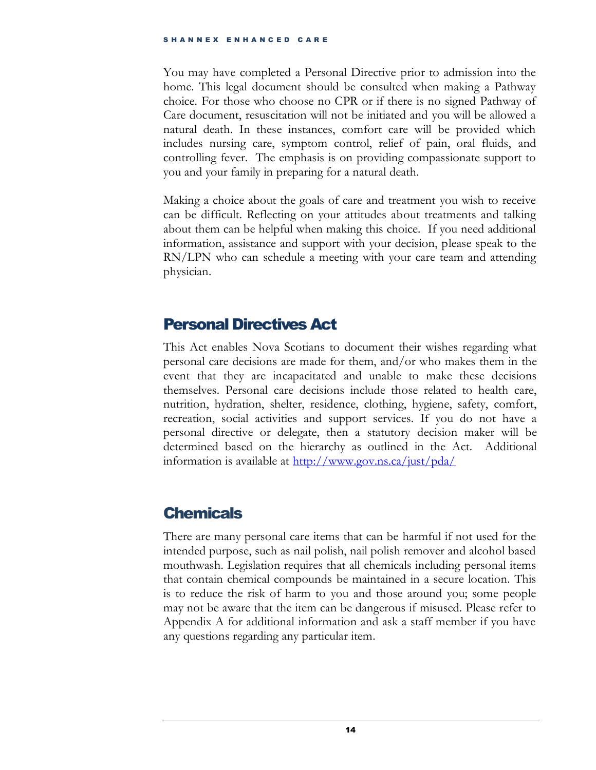You may have completed a Personal Directive prior to admission into the home. This legal document should be consulted when making a Pathway choice. For those who choose no CPR or if there is no signed Pathway of Care document, resuscitation will not be initiated and you will be allowed a natural death. In these instances, comfort care will be provided which includes nursing care, symptom control, relief of pain, oral fluids, and controlling fever. The emphasis is on providing compassionate support to you and your family in preparing for a natural death.

Making a choice about the goals of care and treatment you wish to receive can be difficult. Reflecting on your attitudes about treatments and talking about them can be helpful when making this choice. If you need additional information, assistance and support with your decision, please speak to the RN/LPN who can schedule a meeting with your care team and attending physician.

## Personal Directives Act

This Act enables Nova Scotians to document their wishes regarding what personal care decisions are made for them, and/or who makes them in the event that they are incapacitated and unable to make these decisions themselves. Personal care decisions include those related to health care, nutrition, hydration, shelter, residence, clothing, hygiene, safety, comfort, recreation, social activities and support services. If you do not have a personal directive or delegate, then a statutory decision maker will be determined based on the hierarchy as outlined in the Act. Additional information is available at http://www.gov.ns.ca/just/pda/

## Chemicals

There are many personal care items that can be harmful if not used for the intended purpose, such as nail polish, nail polish remover and alcohol based mouthwash. Legislation requires that all chemicals including personal items that contain chemical compounds be maintained in a secure location. This is to reduce the risk of harm to you and those around you; some people may not be aware that the item can be dangerous if misused. Please refer to Appendix A for additional information and ask a staff member if you have any questions regarding any particular item.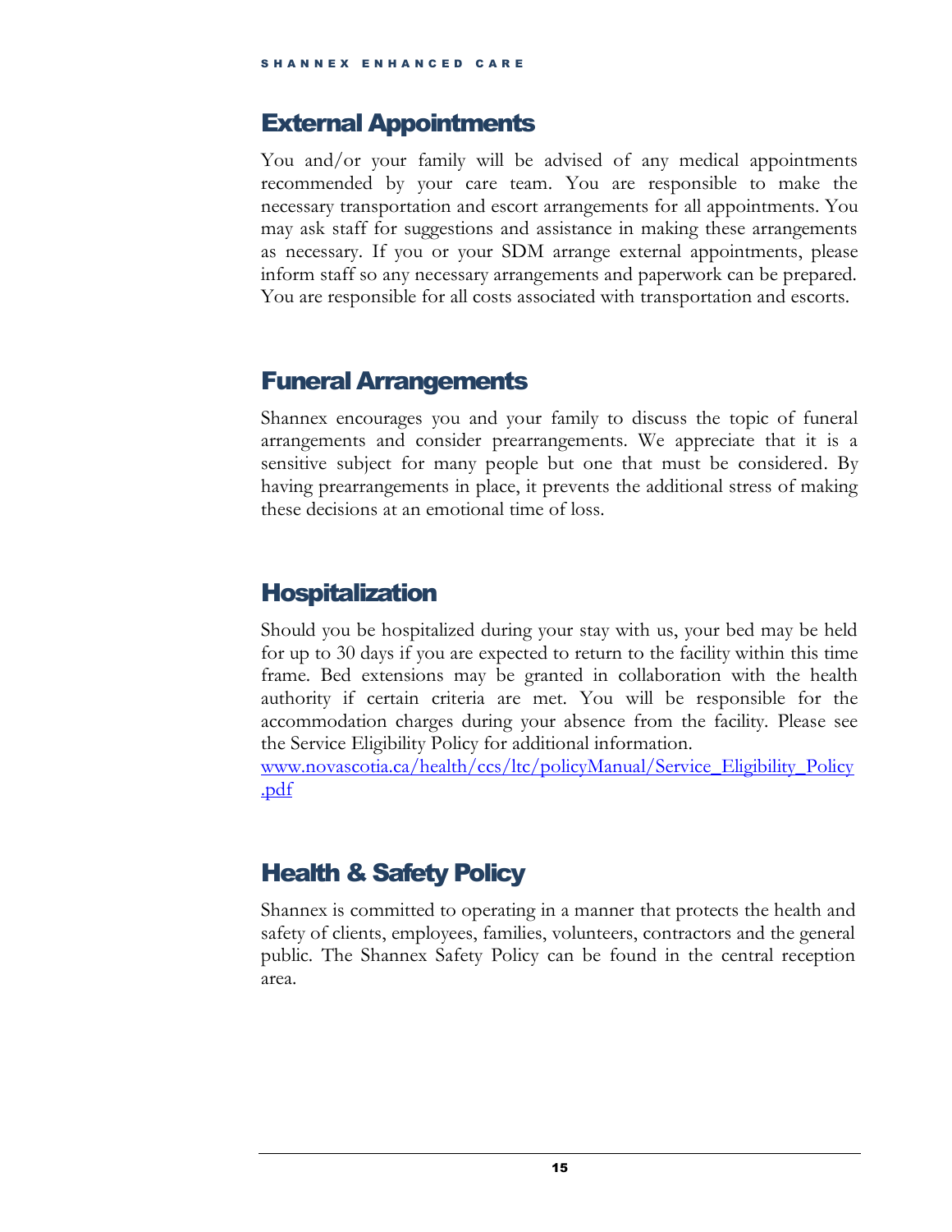## External Appointments

You and/or your family will be advised of any medical appointments recommended by your care team. You are responsible to make the necessary transportation and escort arrangements for all appointments. You may ask staff for suggestions and assistance in making these arrangements as necessary. If you or your SDM arrange external appointments, please inform staff so any necessary arrangements and paperwork can be prepared. You are responsible for all costs associated with transportation and escorts.

## Funeral Arrangements

Shannex encourages you and your family to discuss the topic of funeral arrangements and consider prearrangements. We appreciate that it is a sensitive subject for many people but one that must be considered. By having prearrangements in place, it prevents the additional stress of making these decisions at an emotional time of loss.

## Hospitalization

Should you be hospitalized during your stay with us, your bed may be held for up to 30 days if you are expected to return to the facility within this time frame. Bed extensions may be granted in collaboration with the health authority if certain criteria are met. You will be responsible for the accommodation charges during your absence from the facility. Please see the Service Eligibility Policy for additional information.
[www.novascotia.ca/health/ccs/ltc/policyManual/Service_Eligibility_Policy.pdf](www.novascotia.ca/health/ccs/ltc/policyManual/Service_Eligibility_Policy.pdf)

## Health & Safety Policy

Shannex is committed to operating in a manner that protects the health and safety of clients, employees, families, volunteers, contractors and the general public. The Shannex Safety Policy can be found in the central reception area.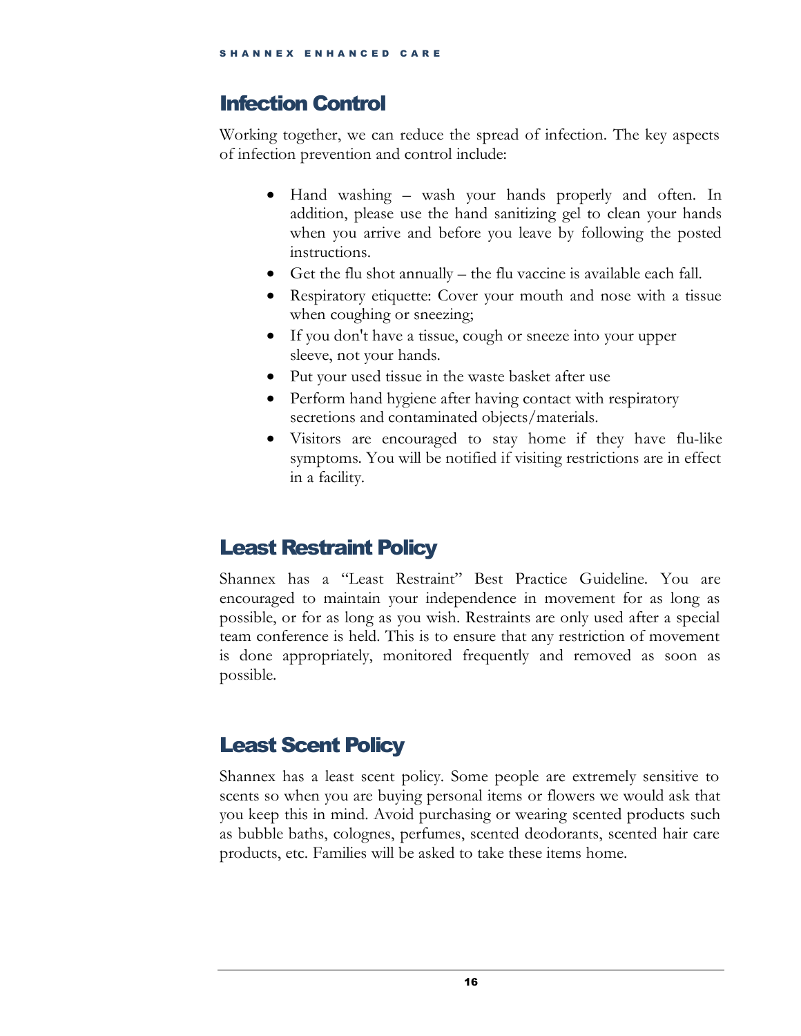## Infection Control

Working together, we can reduce the spread of infection. The key aspects of infection prevention and control include:

- Hand washing – wash your hands properly and often. In addition, please use the hand sanitizing gel to clean your hands when you arrive and before you leave by following the posted instructions.
- Get the flu shot annually – the flu vaccine is available each fall.
- Respiratory etiquette: Cover your mouth and nose with a tissue when coughing or sneezing;
- If you don't have a tissue, cough or sneeze into your upper sleeve, not your hands.
- Put your used tissue in the waste basket after use
- Perform hand hygiene after having contact with respiratory secretions and contaminated objects/materials.
- Visitors are encouraged to stay home if they have flu-like symptoms. You will be notified if visiting restrictions are in effect in a facility.

## Least Restraint Policy

Shannex has a "Least Restraint" Best Practice Guideline. You are encouraged to maintain your independence in movement for as long as possible, or for as long as you wish. Restraints are only used after a special team conference is held. This is to ensure that any restriction of movement is done appropriately, monitored frequently and removed as soon as possible.

## Least Scent Policy

Shannex has a least scent policy. Some people are extremely sensitive to scents so when you are buying personal items or flowers we would ask that you keep this in mind. Avoid purchasing or wearing scented products such as bubble baths, colognes, perfumes, scented deodorants, scented hair care products, etc. Families will be asked to take these items home.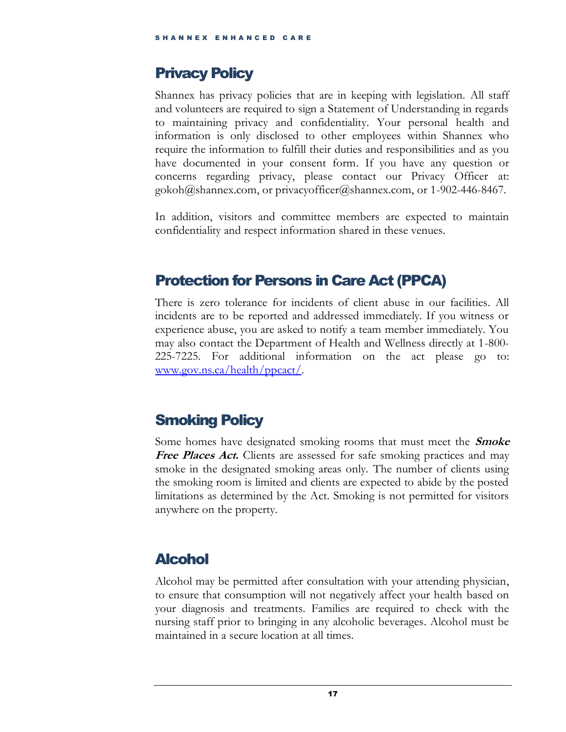## Privacy Policy

Shannex has privacy policies that are in keeping with legislation. All staff and volunteers are required to sign a Statement of Understanding in regards to maintaining privacy and confidentiality. Your personal health and information is only disclosed to other employees within Shannex who require the information to fulfill their duties and responsibilities and as you have documented in your consent form. If you have any question or concerns regarding privacy, please contact our Privacy Officer at: gokoh@shannex.com, or privacyofficer@shannex.com, or 1-902-446-8467.

In addition, visitors and committee members are expected to maintain confidentiality and respect information shared in these venues.

## Protection for Persons in Care Act (PPCA)

There is zero tolerance for incidents of client abuse in our facilities. All incidents are to be reported and addressed immediately. If you witness or experience abuse, you are asked to notify a team member immediately. You may also contact the Department of Health and Wellness directly at 1-800-225-7225. For additional information on the act please go to: [www.gov.ns.ca/health/ppcact/](www.gov.ns.ca/health/ppcact/).

## Smoking Policy

Some homes have designated smoking rooms that must meet the ***Smoke Free Places Act.*** Clients are assessed for safe smoking practices and may smoke in the designated smoking areas only. The number of clients using the smoking room is limited and clients are expected to abide by the posted limitations as determined by the Act. Smoking is not permitted for visitors anywhere on the property.

## Alcohol

Alcohol may be permitted after consultation with your attending physician, to ensure that consumption will not negatively affect your health based on your diagnosis and treatments. Families are required to check with the nursing staff prior to bringing in any alcoholic beverages. Alcohol must be maintained in a secure location at all times.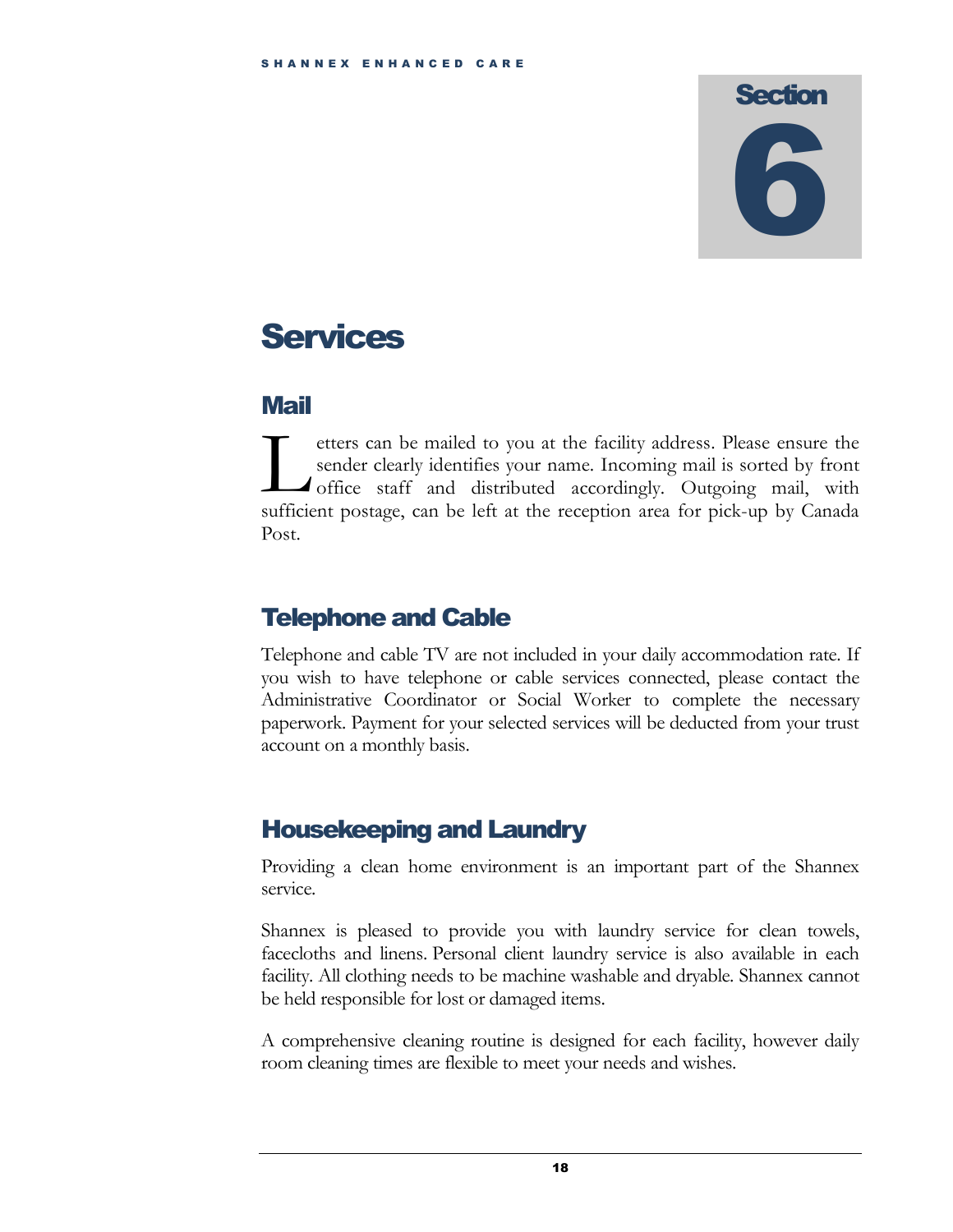# Section 6

# Services

## Mail

Letters can be mailed to you at the facility address. Please ensure the sender clearly identifies your name. Incoming mail is sorted by front office staff and distributed accordingly. Outgoing mail, with sufficient postage, can be left at the reception area for pick-up by Canada Post.

## Telephone and Cable

Telephone and cable TV are not included in your daily accommodation rate. If you wish to have telephone or cable services connected, please contact the Administrative Coordinator or Social Worker to complete the necessary paperwork. Payment for your selected services will be deducted from your trust account on a monthly basis.

## Housekeeping and Laundry

Providing a clean home environment is an important part of the Shannex service.

Shannex is pleased to provide you with laundry service for clean towels, facecloths and linens. Personal client laundry service is also available in each facility. All clothing needs to be machine washable and dryable. Shannex cannot be held responsible for lost or damaged items.

A comprehensive cleaning routine is designed for each facility, however daily room cleaning times are flexible to meet your needs and wishes.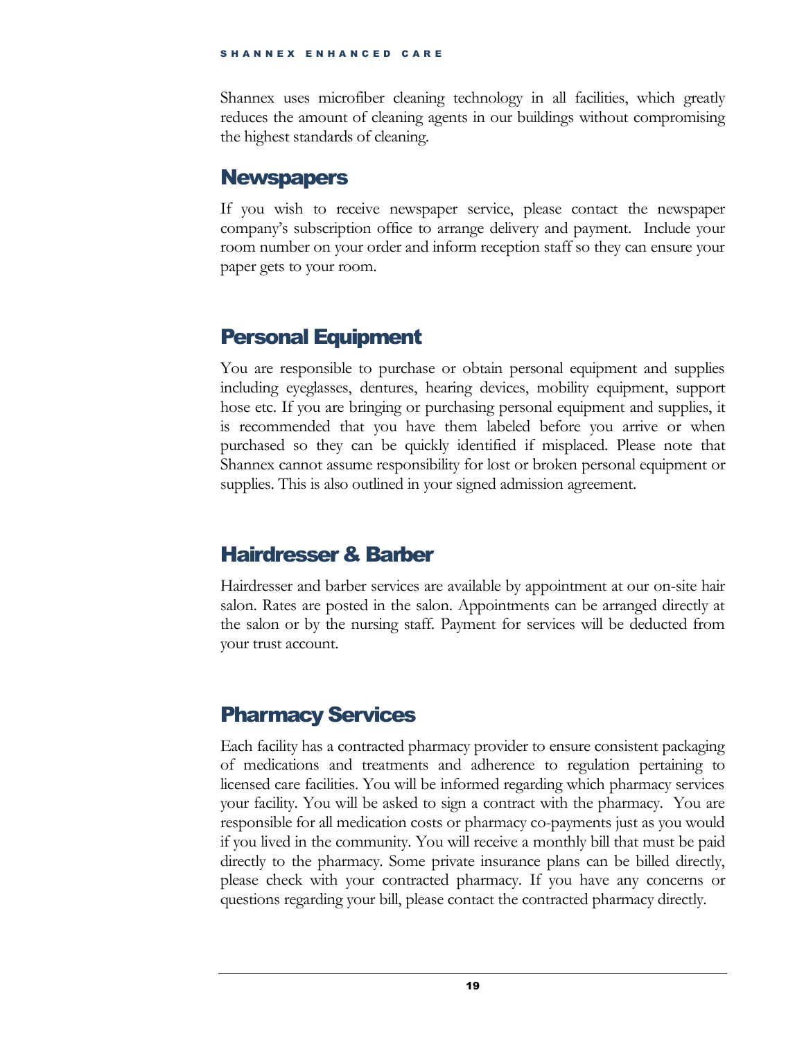Shannex uses microfiber cleaning technology in all facilities, which greatly reduces the amount of cleaning agents in our buildings without compromising the highest standards of cleaning.

## Newspapers

If you wish to receive newspaper service, please contact the newspaper company's subscription office to arrange delivery and payment. Include your room number on your order and inform reception staff so they can ensure your paper gets to your room.

## Personal Equipment

You are responsible to purchase or obtain personal equipment and supplies including eyeglasses, dentures, hearing devices, mobility equipment, support hose etc. If you are bringing or purchasing personal equipment and supplies, it is recommended that you have them labeled before you arrive or when purchased so they can be quickly identified if misplaced. Please note that Shannex cannot assume responsibility for lost or broken personal equipment or supplies. This is also outlined in your signed admission agreement.

## Hairdresser & Barber

Hairdresser and barber services are available by appointment at our on-site hair salon. Rates are posted in the salon. Appointments can be arranged directly at the salon or by the nursing staff. Payment for services will be deducted from your trust account.

## Pharmacy Services

Each facility has a contracted pharmacy provider to ensure consistent packaging of medications and treatments and adherence to regulation pertaining to licensed care facilities. You will be informed regarding which pharmacy services your facility. You will be asked to sign a contract with the pharmacy. You are responsible for all medication costs or pharmacy co-payments just as you would if you lived in the community. You will receive a monthly bill that must be paid directly to the pharmacy. Some private insurance plans can be billed directly, please check with your contracted pharmacy. If you have any concerns or questions regarding your bill, please contact the contracted pharmacy directly.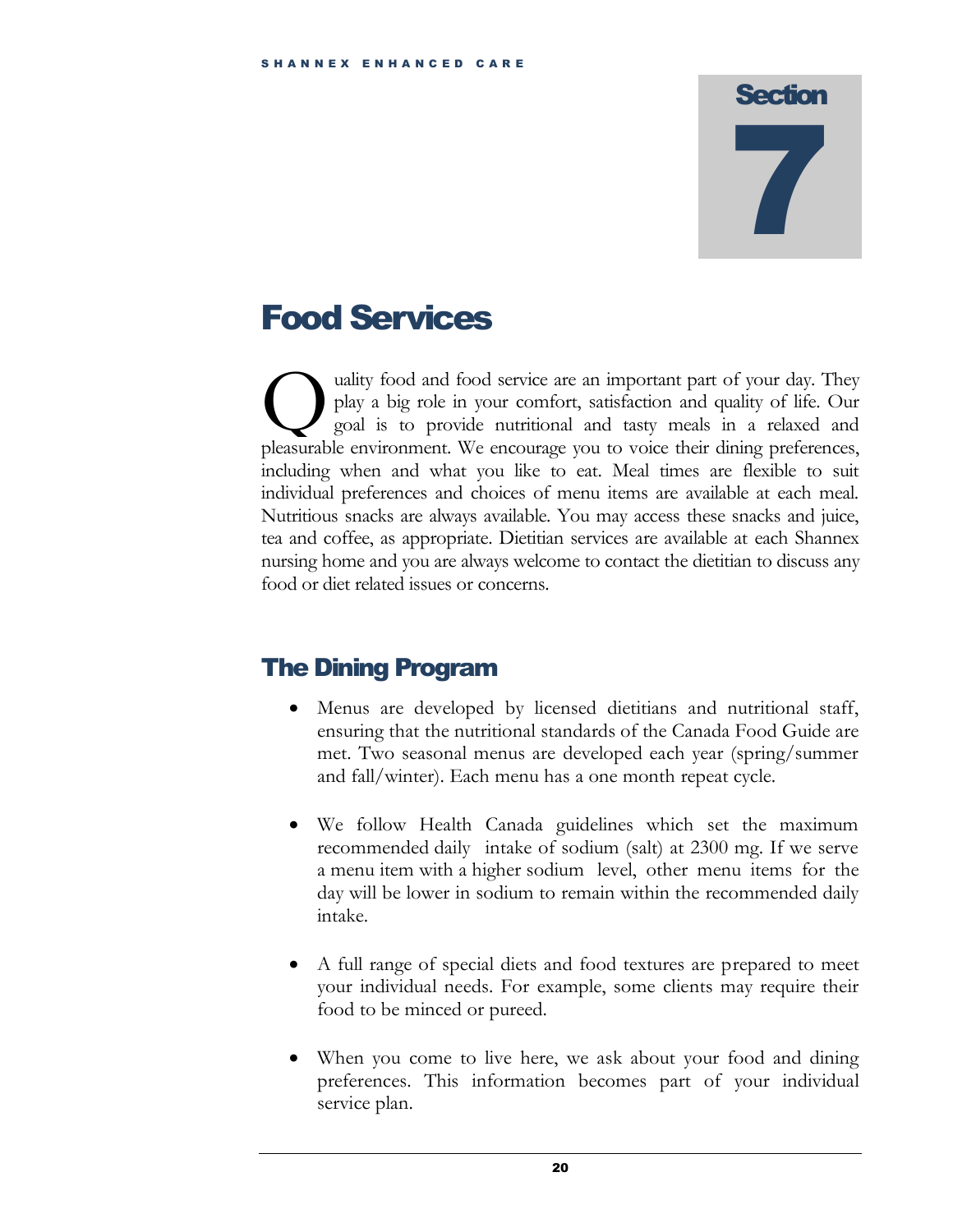# Section 7

# Food Services

Quality food and food service are an important part of your day. They play a big role in your comfort, satisfaction and quality of life. Our goal is to provide nutritional and tasty meals in a relaxed and pleasurable environment. We encourage you to voice their dining preferences, including when and what you like to eat. Meal times are flexible to suit individual preferences and choices of menu items are available at each meal. Nutritious snacks are always available. You may access these snacks and juice, tea and coffee, as appropriate. Dietitian services are available at each Shannex nursing home and you are always welcome to contact the dietitian to discuss any food or diet related issues or concerns.

## The Dining Program

- Menus are developed by licensed dietitians and nutritional staff, ensuring that the nutritional standards of the Canada Food Guide are met. Two seasonal menus are developed each year (spring/summer and fall/winter). Each menu has a one month repeat cycle.
- We follow Health Canada guidelines which set the maximum recommended daily intake of sodium (salt) at 2300 mg. If we serve a menu item with a higher sodium level, other menu items for the day will be lower in sodium to remain within the recommended daily intake.
- A full range of special diets and food textures are prepared to meet your individual needs. For example, some clients may require their food to be minced or pureed.
- When you come to live here, we ask about your food and dining preferences. This information becomes part of your individual service plan.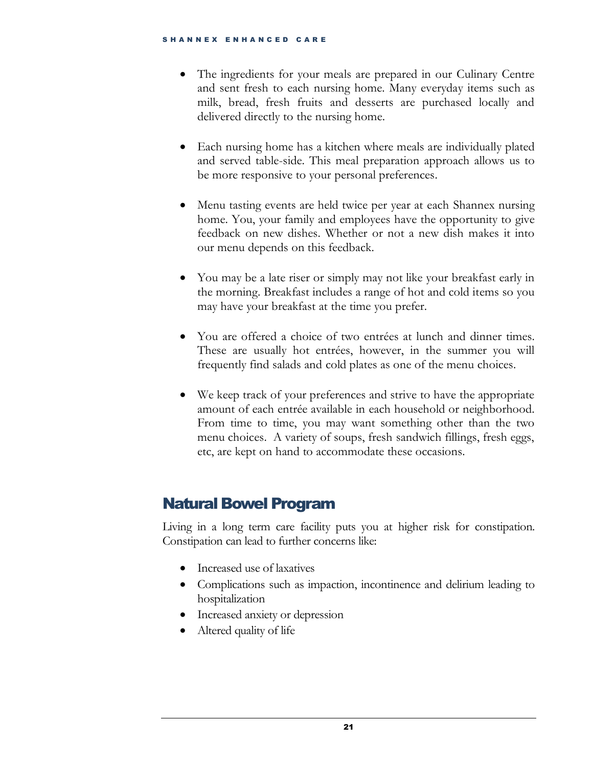- The ingredients for your meals are prepared in our Culinary Centre and sent fresh to each nursing home. Many everyday items such as milk, bread, fresh fruits and desserts are purchased locally and delivered directly to the nursing home.

- Each nursing home has a kitchen where meals are individually plated and served table-side. This meal preparation approach allows us to be more responsive to your personal preferences.

- Menu tasting events are held twice per year at each Shannex nursing home. You, your family and employees have the opportunity to give feedback on new dishes. Whether or not a new dish makes it into our menu depends on this feedback.

- You may be a late riser or simply may not like your breakfast early in the morning. Breakfast includes a range of hot and cold items so you may have your breakfast at the time you prefer.

- You are offered a choice of two entrées at lunch and dinner times. These are usually hot entrées, however, in the summer you will frequently find salads and cold plates as one of the menu choices.

- We keep track of your preferences and strive to have the appropriate amount of each entrée available in each household or neighborhood. From time to time, you may want something other than the two menu choices. A variety of soups, fresh sandwich fillings, fresh eggs, etc, are kept on hand to accommodate these occasions.

## Natural Bowel Program

Living in a long term care facility puts you at higher risk for constipation. Constipation can lead to further concerns like:

- Increased use of laxatives
- Complications such as impaction, incontinence and delirium leading to hospitalization
- Increased anxiety or depression
- Altered quality of life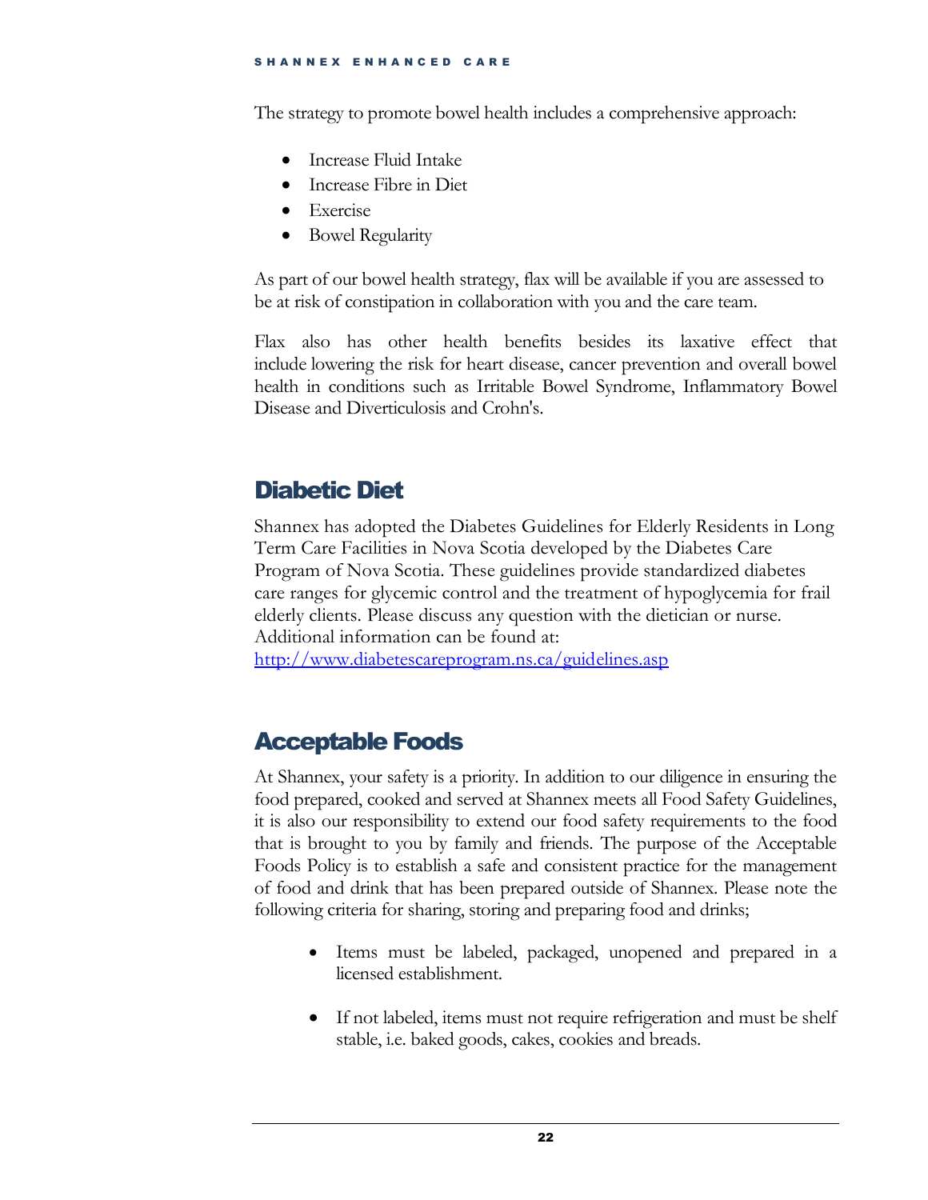The strategy to promote bowel health includes a comprehensive approach:

- Increase Fluid Intake
- Increase Fibre in Diet
- Exercise
- Bowel Regularity

As part of our bowel health strategy, flax will be available if you are assessed to be at risk of constipation in collaboration with you and the care team.

Flax also has other health benefits besides its laxative effect that include lowering the risk for heart disease, cancer prevention and overall bowel health in conditions such as Irritable Bowel Syndrome, Inflammatory Bowel Disease and Diverticulosis and Crohn's.

## Diabetic Diet

Shannex has adopted the Diabetes Guidelines for Elderly Residents in Long Term Care Facilities in Nova Scotia developed by the Diabetes Care Program of Nova Scotia. These guidelines provide standardized diabetes care ranges for glycemic control and the treatment of hypoglycemia for frail elderly clients. Please discuss any question with the dietician or nurse. Additional information can be found at: [http://www.diabetescareprogram.ns.ca/guidelines.asp](http://www.diabetescareprogram.ns.ca/guidelines.asp)

## Acceptable Foods

At Shannex, your safety is a priority. In addition to our diligence in ensuring the food prepared, cooked and served at Shannex meets all Food Safety Guidelines, it is also our responsibility to extend our food safety requirements to the food that is brought to you by family and friends. The purpose of the Acceptable Foods Policy is to establish a safe and consistent practice for the management of food and drink that has been prepared outside of Shannex. Please note the following criteria for sharing, storing and preparing food and drinks;

- Items must be labeled, packaged, unopened and prepared in a licensed establishment.

- If not labeled, items must not require refrigeration and must be shelf stable, i.e. baked goods, cakes, cookies and breads.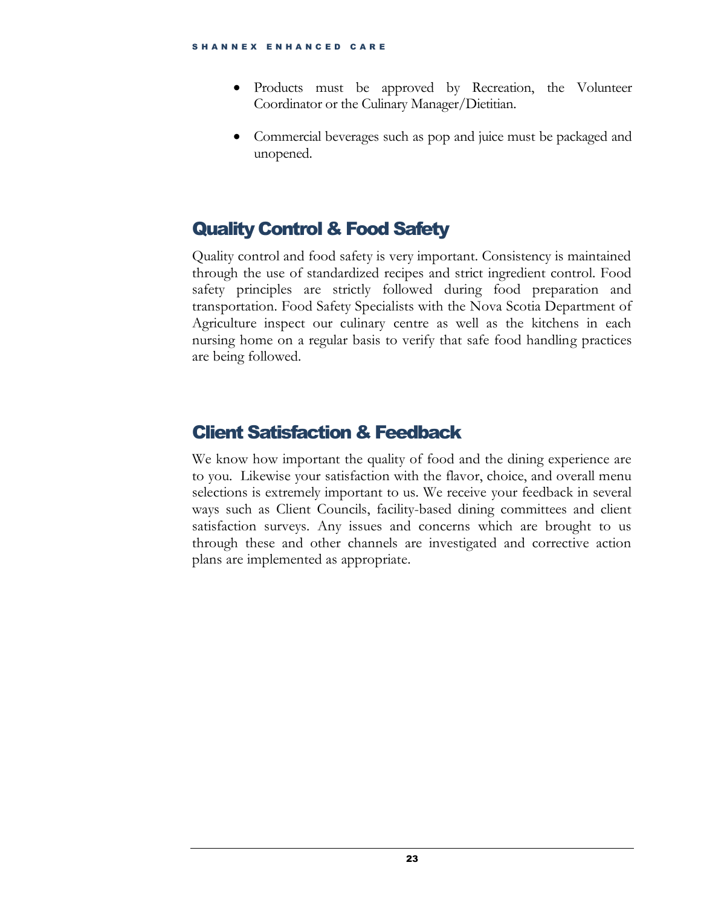- Products must be approved by Recreation, the Volunteer Coordinator or the Culinary Manager/Dietitian.
- Commercial beverages such as pop and juice must be packaged and unopened.

## Quality Control & Food Safety

Quality control and food safety is very important. Consistency is maintained through the use of standardized recipes and strict ingredient control. Food safety principles are strictly followed during food preparation and transportation. Food Safety Specialists with the Nova Scotia Department of Agriculture inspect our culinary centre as well as the kitchens in each nursing home on a regular basis to verify that safe food handling practices are being followed.

## Client Satisfaction & Feedback

We know how important the quality of food and the dining experience are to you. Likewise your satisfaction with the flavor, choice, and overall menu selections is extremely important to us. We receive your feedback in several ways such as Client Councils, facility-based dining committees and client satisfaction surveys. Any issues and concerns which are brought to us through these and other channels are investigated and corrective action plans are implemented as appropriate.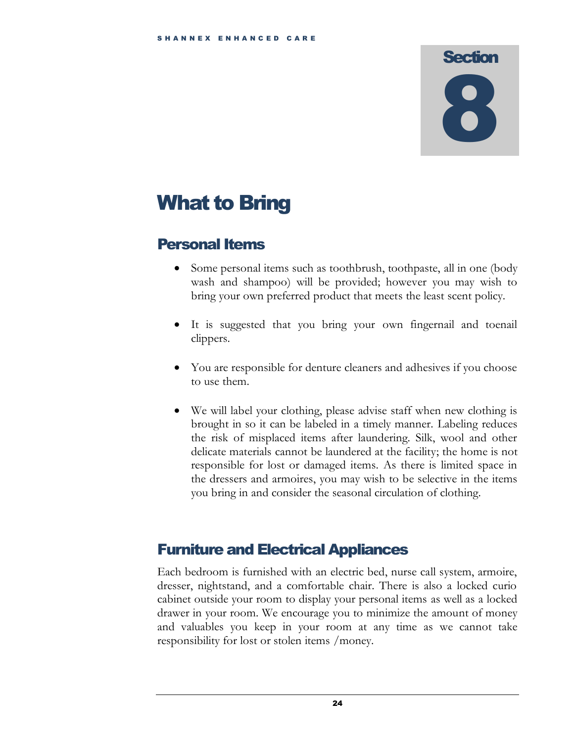# Section 8

# What to Bring

## Personal Items

- Some personal items such as toothbrush, toothpaste, all in one (body wash and shampoo) will be provided; however you may wish to bring your own preferred product that meets the least scent policy.

- It is suggested that you bring your own fingernail and toenail clippers.

- You are responsible for denture cleaners and adhesives if you choose to use them.

- We will label your clothing, please advise staff when new clothing is brought in so it can be labeled in a timely manner. Labeling reduces the risk of misplaced items after laundering. Silk, wool and other delicate materials cannot be laundered at the facility; the home is not responsible for lost or damaged items. As there is limited space in the dressers and armoires, you may wish to be selective in the items you bring in and consider the seasonal circulation of clothing.

## Furniture and Electrical Appliances

Each bedroom is furnished with an electric bed, nurse call system, armoire, dresser, nightstand, and a comfortable chair. There is also a locked curio cabinet outside your room to display your personal items as well as a locked drawer in your room. We encourage you to minimize the amount of money and valuables you keep in your room at any time as we cannot take responsibility for lost or stolen items /money.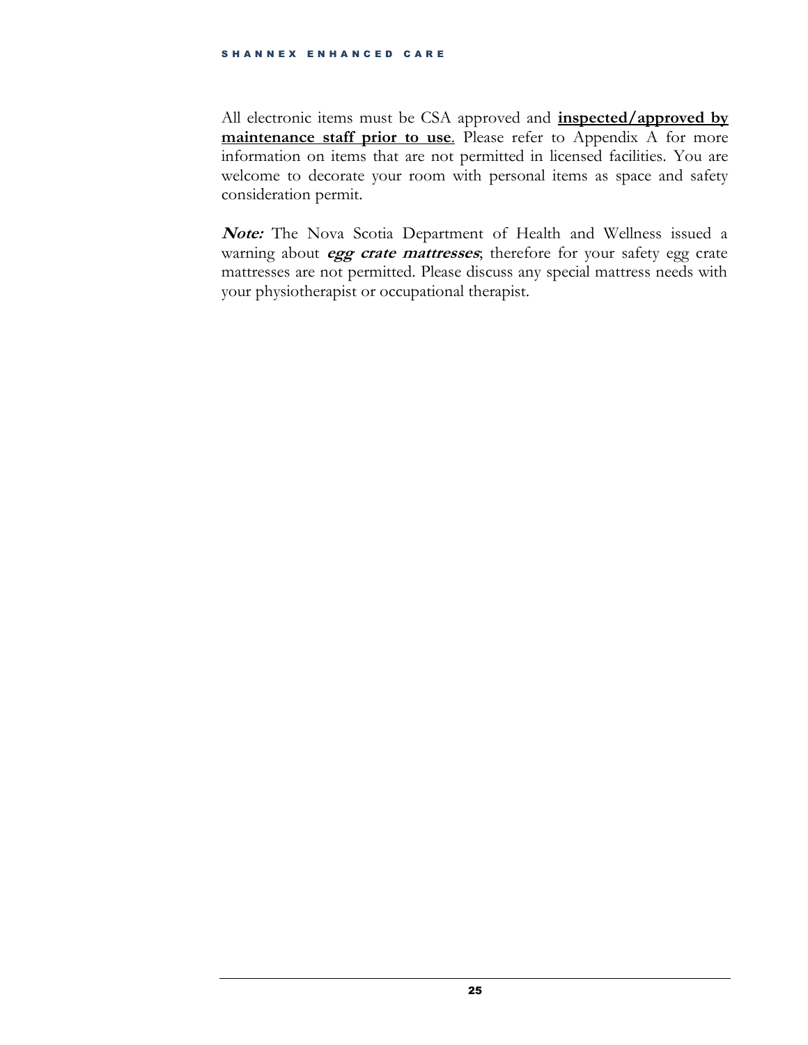All electronic items must be CSA approved and **inspected/approved by maintenance staff prior to use**. Please refer to Appendix A for more information on items that are not permitted in licensed facilities. You are welcome to decorate your room with personal items as space and safety consideration permit.

***Note:*** The Nova Scotia Department of Health and Wellness issued a warning about ***egg crate mattresses***; therefore for your safety egg crate mattresses are not permitted. Please discuss any special mattress needs with your physiotherapist or occupational therapist.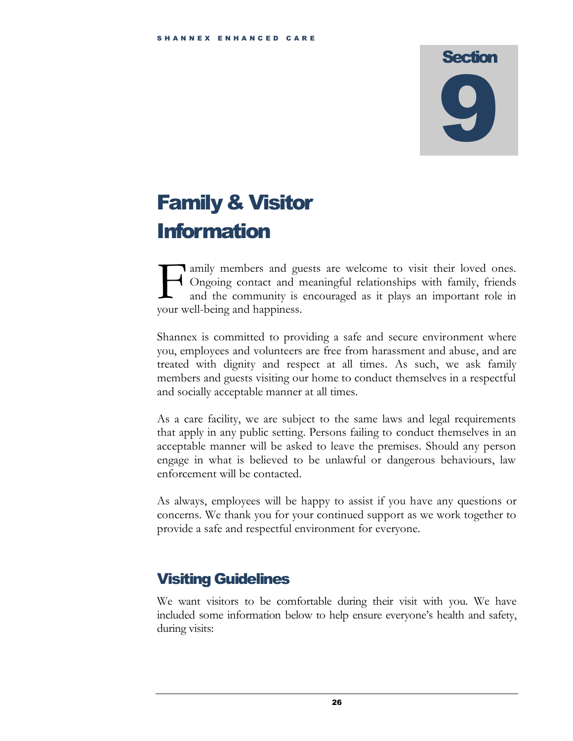# Section 9

# Family & Visitor Information

Family members and guests are welcome to visit their loved ones. Ongoing contact and meaningful relationships with family, friends and the community is encouraged as it plays an important role in your well-being and happiness.

Shannex is committed to providing a safe and secure environment where you, employees and volunteers are free from harassment and abuse, and are treated with dignity and respect at all times. As such, we ask family members and guests visiting our home to conduct themselves in a respectful and socially acceptable manner at all times.

As a care facility, we are subject to the same laws and legal requirements that apply in any public setting. Persons failing to conduct themselves in an acceptable manner will be asked to leave the premises. Should any person engage in what is believed to be unlawful or dangerous behaviours, law enforcement will be contacted.

As always, employees will be happy to assist if you have any questions or concerns. We thank you for your continued support as we work together to provide a safe and respectful environment for everyone.

## Visiting Guidelines

We want visitors to be comfortable during their visit with you. We have included some information below to help ensure everyone's health and safety, during visits: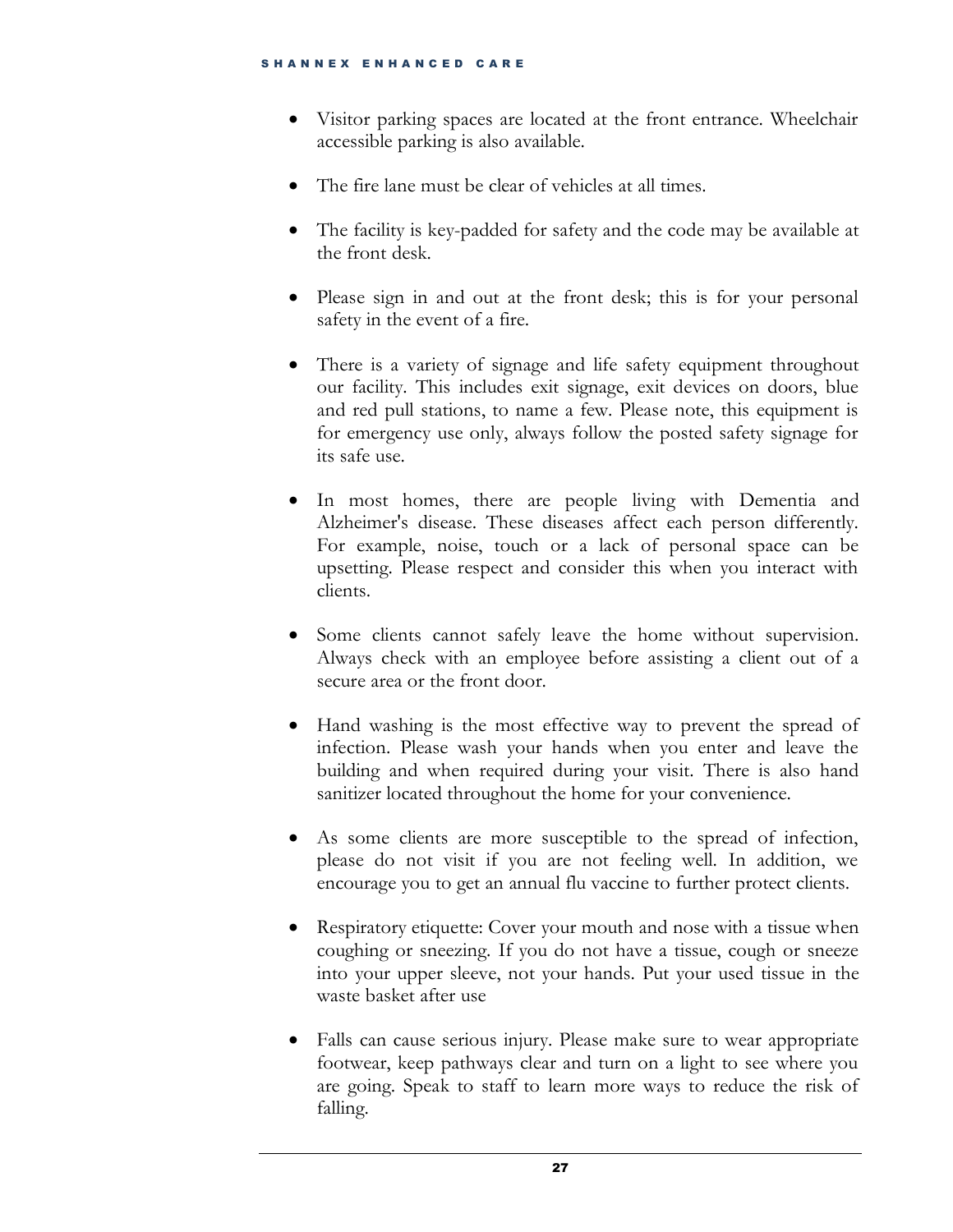- Visitor parking spaces are located at the front entrance. Wheelchair accessible parking is also available.

- The fire lane must be clear of vehicles at all times.

- The facility is key-padded for safety and the code may be available at the front desk.

- Please sign in and out at the front desk; this is for your personal safety in the event of a fire.

- There is a variety of signage and life safety equipment throughout our facility. This includes exit signage, exit devices on doors, blue and red pull stations, to name a few. Please note, this equipment is for emergency use only, always follow the posted safety signage for its safe use.

- In most homes, there are people living with Dementia and Alzheimer's disease. These diseases affect each person differently. For example, noise, touch or a lack of personal space can be upsetting. Please respect and consider this when you interact with clients.

- Some clients cannot safely leave the home without supervision. Always check with an employee before assisting a client out of a secure area or the front door.

- Hand washing is the most effective way to prevent the spread of infection. Please wash your hands when you enter and leave the building and when required during your visit. There is also hand sanitizer located throughout the home for your convenience.

- As some clients are more susceptible to the spread of infection, please do not visit if you are not feeling well. In addition, we encourage you to get an annual flu vaccine to further protect clients.

- Respiratory etiquette: Cover your mouth and nose with a tissue when coughing or sneezing. If you do not have a tissue, cough or sneeze into your upper sleeve, not your hands. Put your used tissue in the waste basket after use

- Falls can cause serious injury. Please make sure to wear appropriate footwear, keep pathways clear and turn on a light to see where you are going. Speak to staff to learn more ways to reduce the risk of falling.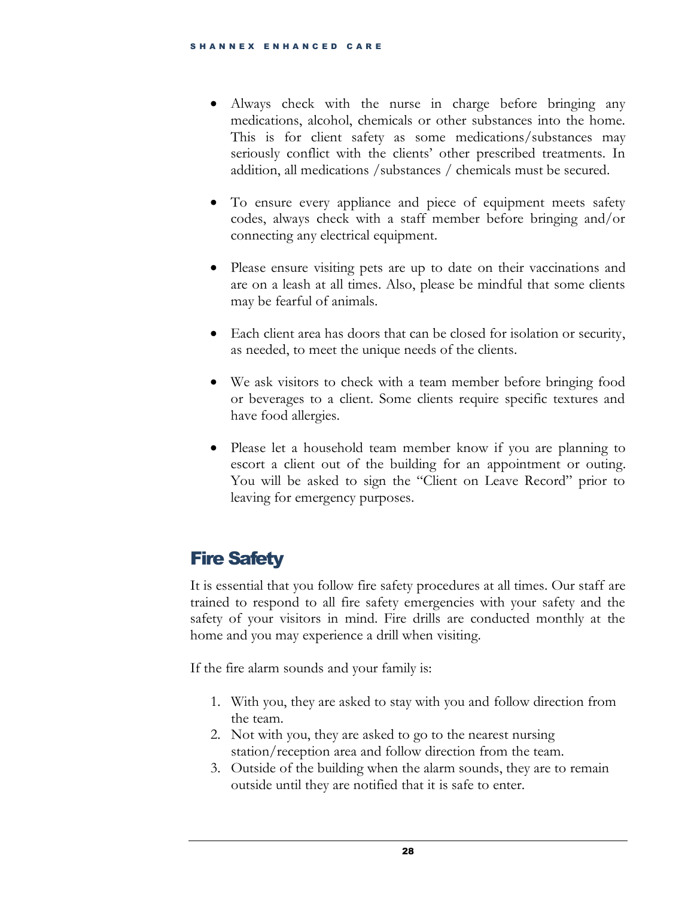- Always check with the nurse in charge before bringing any medications, alcohol, chemicals or other substances into the home. This is for client safety as some medications/substances may seriously conflict with the clients' other prescribed treatments. In addition, all medications /substances / chemicals must be secured.

- To ensure every appliance and piece of equipment meets safety codes, always check with a staff member before bringing and/or connecting any electrical equipment.

- Please ensure visiting pets are up to date on their vaccinations and are on a leash at all times. Also, please be mindful that some clients may be fearful of animals.

- Each client area has doors that can be closed for isolation or security, as needed, to meet the unique needs of the clients.

- We ask visitors to check with a team member before bringing food or beverages to a client. Some clients require specific textures and have food allergies.

- Please let a household team member know if you are planning to escort a client out of the building for an appointment or outing. You will be asked to sign the "Client on Leave Record" prior to leaving for emergency purposes.

## Fire Safety

It is essential that you follow fire safety procedures at all times. Our staff are trained to respond to all fire safety emergencies with your safety and the safety of your visitors in mind. Fire drills are conducted monthly at the home and you may experience a drill when visiting.

If the fire alarm sounds and your family is:

1. With you, they are asked to stay with you and follow direction from the team.
2. Not with you, they are asked to go to the nearest nursing station/reception area and follow direction from the team.
3. Outside of the building when the alarm sounds, they are to remain outside until they are notified that it is safe to enter.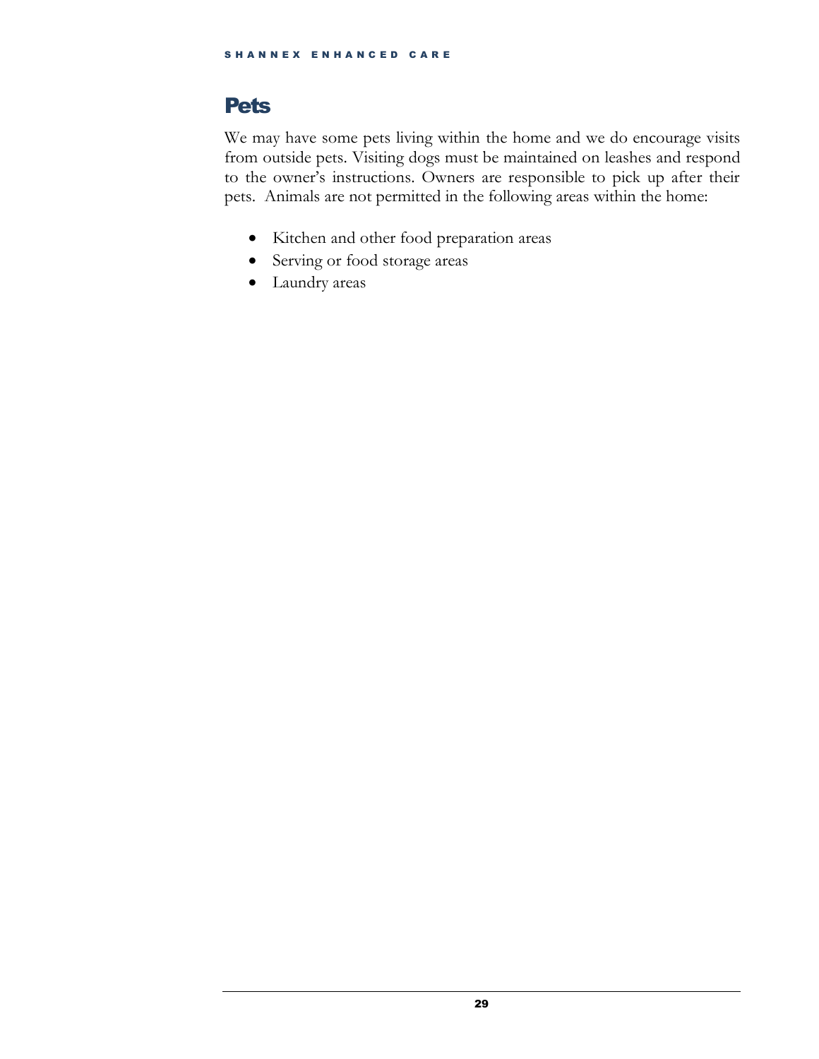## Pets

We may have some pets living within the home and we do encourage visits from outside pets. Visiting dogs must be maintained on leashes and respond to the owner's instructions. Owners are responsible to pick up after their pets. Animals are not permitted in the following areas within the home:

- Kitchen and other food preparation areas
- Serving or food storage areas
- Laundry areas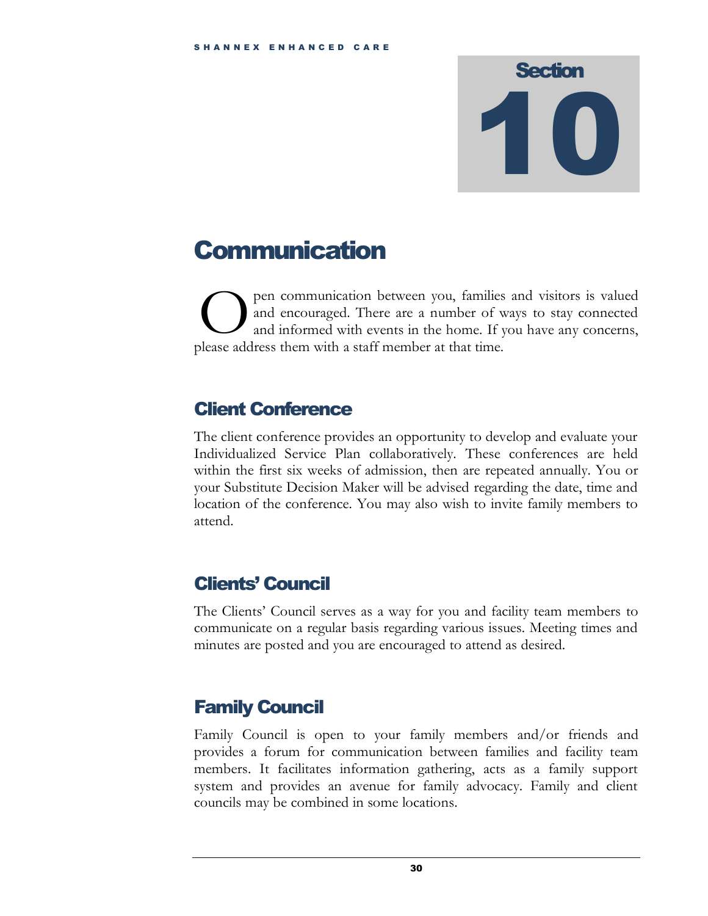# Section 10

# Communication

Open communication between you, families and visitors is valued and encouraged. There are a number of ways to stay connected and informed with events in the home. If you have any concerns, please address them with a staff member at that time.

## Client Conference

The client conference provides an opportunity to develop and evaluate your Individualized Service Plan collaboratively. These conferences are held within the first six weeks of admission, then are repeated annually. You or your Substitute Decision Maker will be advised regarding the date, time and location of the conference. You may also wish to invite family members to attend.

## Clients' Council

The Clients' Council serves as a way for you and facility team members to communicate on a regular basis regarding various issues. Meeting times and minutes are posted and you are encouraged to attend as desired.

## Family Council

Family Council is open to your family members and/or friends and provides a forum for communication between families and facility team members. It facilitates information gathering, acts as a family support system and provides an avenue for family advocacy. Family and client councils may be combined in some locations.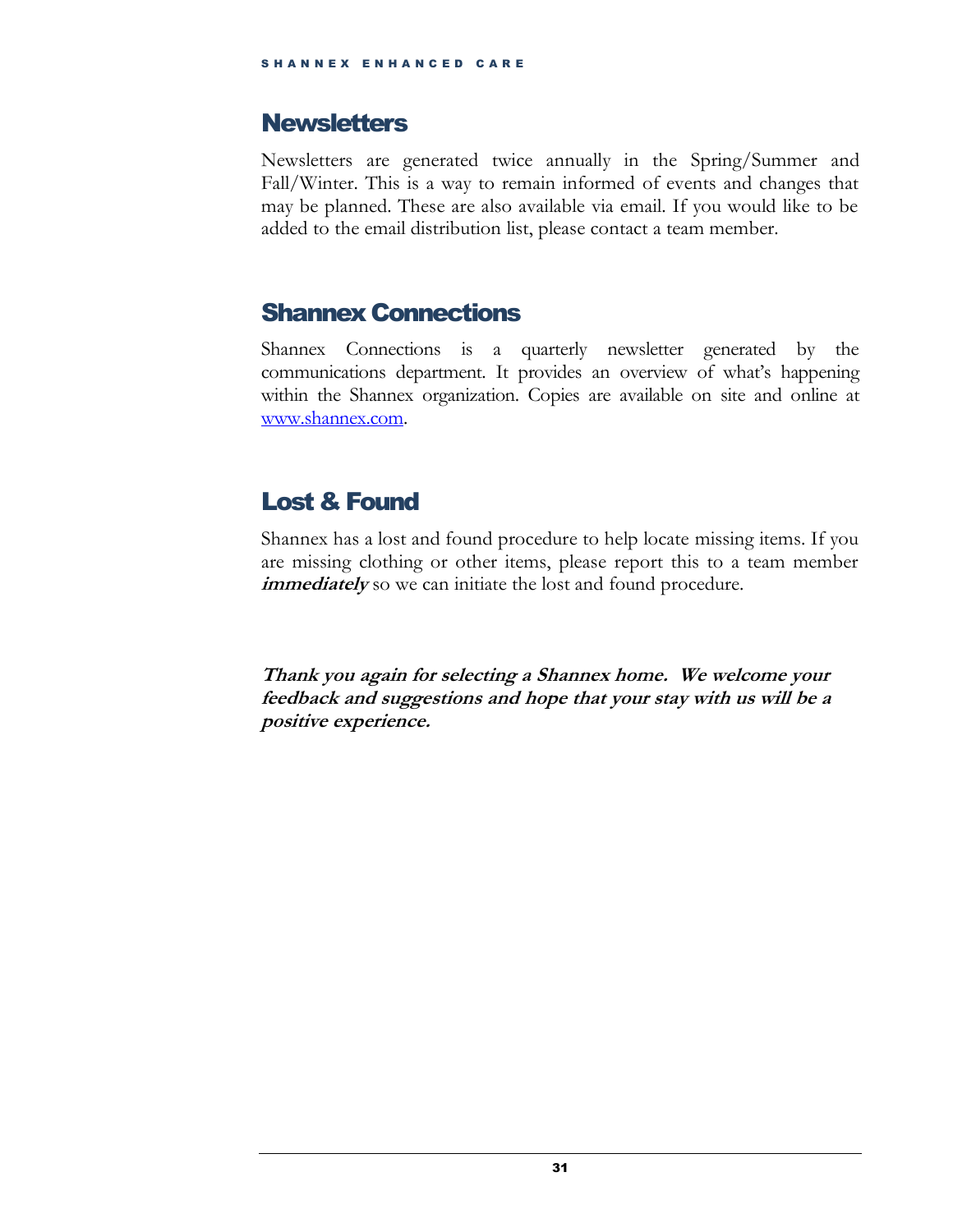## Newsletters

Newsletters are generated twice annually in the Spring/Summer and Fall/Winter. This is a way to remain informed of events and changes that may be planned. These are also available via email. If you would like to be added to the email distribution list, please contact a team member.

## Shannex Connections

Shannex Connections is a quarterly newsletter generated by the communications department. It provides an overview of what's happening within the Shannex organization. Copies are available on site and online at www.shannex.com.

## Lost & Found

Shannex has a lost and found procedure to help locate missing items. If you are missing clothing or other items, please report this to a team member ***immediately*** so we can initiate the lost and found procedure.

***Thank you again for selecting a Shannex home. We welcome your feedback and suggestions and hope that your stay with us will be a positive experience.***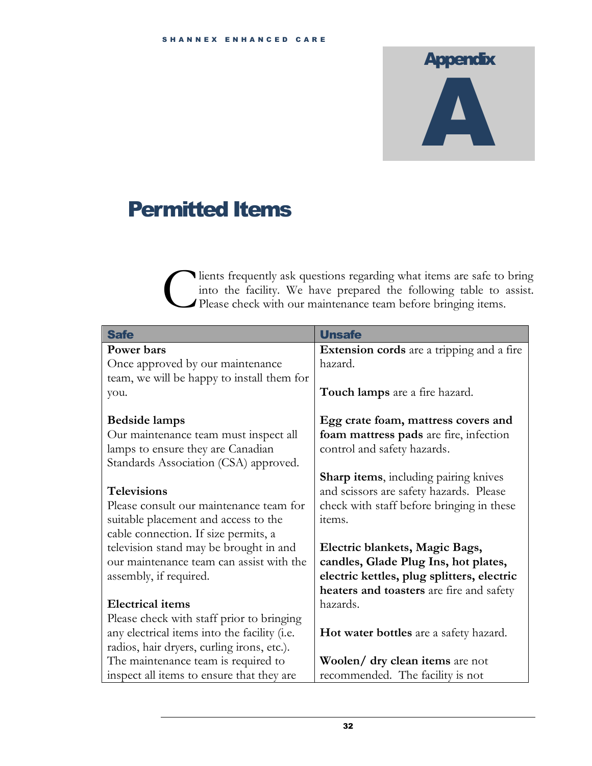# Appendix A

## Permitted Items

Clients frequently ask questions regarding what items are safe to bring into the facility. We have prepared the following table to assist. Please check with our maintenance team before bringing items.

| Safe | Unsafe |
| --- | --- |
| **Power bars**<br>Once approved by our maintenance team, we will be happy to install them for you.<br><br>**Bedside lamps**<br>Our maintenance team must inspect all lamps to ensure they are Canadian Standards Association (CSA) approved.<br><br>**Televisions**<br>Please consult our maintenance team for suitable placement and access to the cable connection. If size permits, a television stand may be brought in and our maintenance team can assist with the assembly, if required.<br><br>**Electrical items**<br>Please check with staff prior to bringing any electrical items into the facility (i.e. radios, hair dryers, curling irons, etc.). The maintenance team is required to inspect all items to ensure that they are | **Extension cords** are a tripping and a fire hazard.<br><br>**Touch lamps** are a fire hazard.<br><br>**Egg crate foam, mattress covers and foam mattress pads** are fire, infection control and safety hazards.<br><br>**Sharp items**, including pairing knives and scissors are safety hazards. Please check with staff before bringing in these items.<br><br>**Electric blankets, Magic Bags, candles, Glade Plug Ins, hot plates, electric kettles, plug splitters, electric heaters and toasters** are fire and safety hazards.<br><br>**Hot water bottles** are a safety hazard.<br><br>**Woolen/ dry clean items** are not recommended. The facility is not |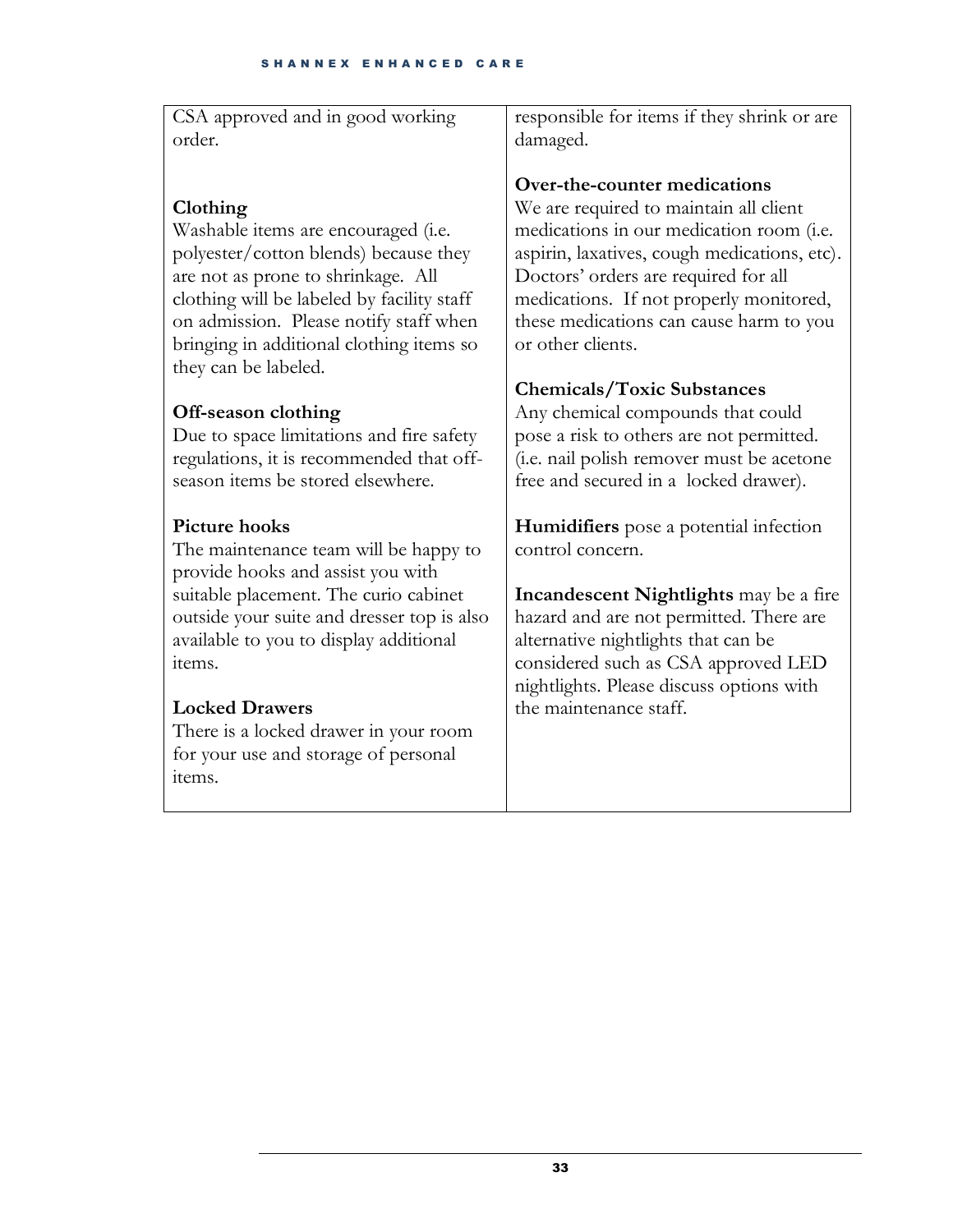CSA approved and in good working order.

**Clothing**
Washable items are encouraged (i.e. polyester/cotton blends) because they are not as prone to shrinkage. All clothing will be labeled by facility staff on admission. Please notify staff when bringing in additional clothing items so they can be labeled.

**Off-season clothing**
Due to space limitations and fire safety regulations, it is recommended that off-season items be stored elsewhere.

**Picture hooks**
The maintenance team will be happy to provide hooks and assist you with suitable placement. The curio cabinet outside your suite and dresser top is also available to you to display additional items.

**Locked Drawers**
There is a locked drawer in your room for your use and storage of personal items.

responsible for items if they shrink or are damaged.

**Over-the-counter medications**
We are required to maintain all client medications in our medication room (i.e. aspirin, laxatives, cough medications, etc). Doctors' orders are required for all medications. If not properly monitored, these medications can cause harm to you or other clients.

**Chemicals/Toxic Substances**
Any chemical compounds that could pose a risk to others are not permitted. (i.e. nail polish remover must be acetone free and secured in a locked drawer).

**Humidifiers** pose a potential infection control concern.

**Incandescent Nightlights** may be a fire hazard and are not permitted. There are alternative nightlights that can be considered such as CSA approved LED nightlights. Please discuss options with the maintenance staff.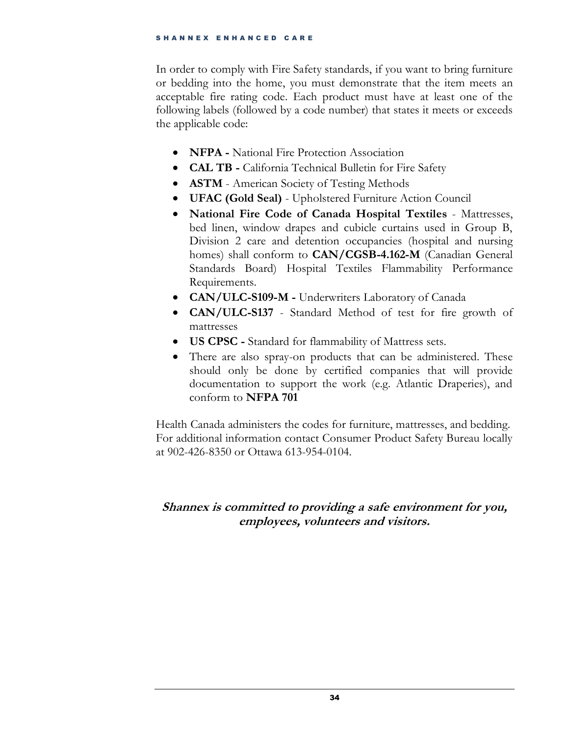In order to comply with Fire Safety standards, if you want to bring furniture or bedding into the home, you must demonstrate that the item meets an acceptable fire rating code. Each product must have at least one of the following labels (followed by a code number) that states it meets or exceeds the applicable code:

- **NFPA -** National Fire Protection Association
- **CAL TB -** California Technical Bulletin for Fire Safety
- **ASTM** - American Society of Testing Methods
- **UFAC (Gold Seal)** - Upholstered Furniture Action Council
- **National Fire Code of Canada Hospital Textiles** - Mattresses, bed linen, window drapes and cubicle curtains used in Group B, Division 2 care and detention occupancies (hospital and nursing homes) shall conform to **CAN/CGSB-4.162-M** (Canadian General Standards Board) Hospital Textiles Flammability Performance Requirements.
- **CAN/ULC-S109-M -** Underwriters Laboratory of Canada
- **CAN/ULC-S137** - Standard Method of test for fire growth of mattresses
- **US CPSC -** Standard for flammability of Mattress sets.
- There are also spray-on products that can be administered. These should only be done by certified companies that will provide documentation to support the work (e.g. Atlantic Draperies), and conform to **NFPA 701**

Health Canada administers the codes for furniture, mattresses, and bedding. For additional information contact Consumer Product Safety Bureau locally at 902-426-8350 or Ottawa 613-954-0104.

***Shannex is committed to providing a safe environment for you, employees, volunteers and visitors.***